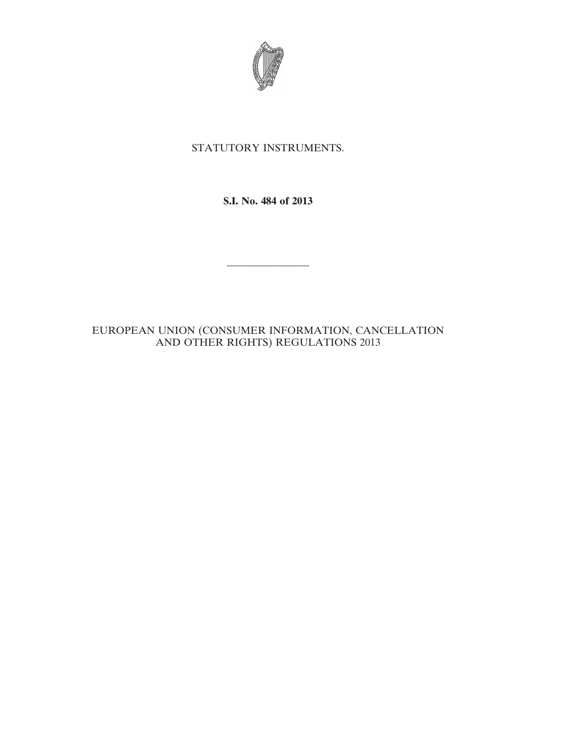STATUTORY INSTRUMENTS.

**S.I. No. 484 of 2013**

---

EUROPEAN UNION (CONSUMER INFORMATION, CANCELLATION AND OTHER RIGHTS) REGULATIONS 2013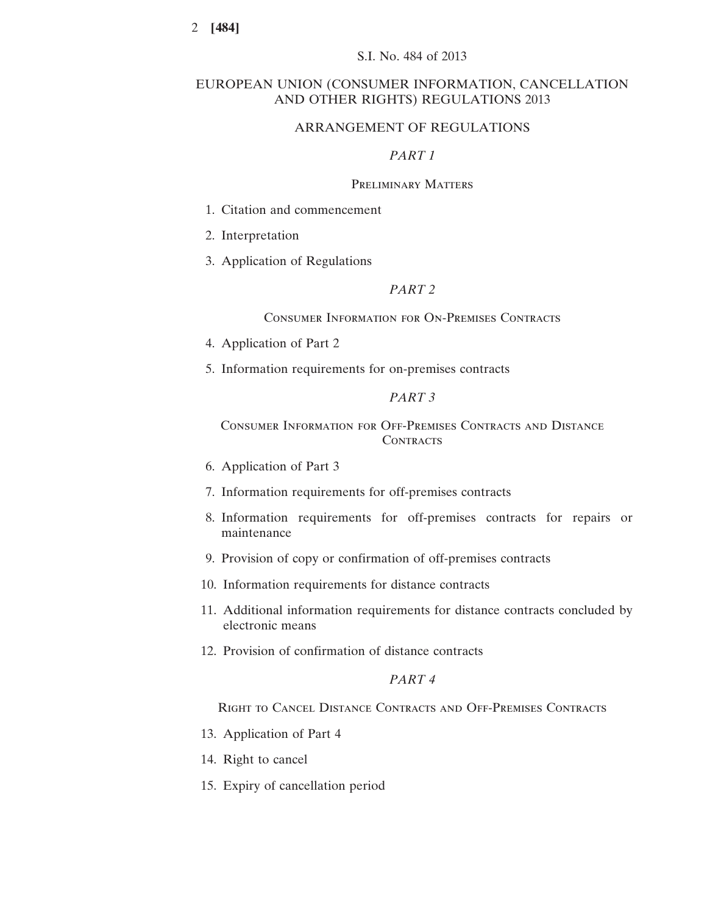S.I. No. 484 of 2013

# EUROPEAN UNION (CONSUMER INFORMATION, CANCELLATION AND OTHER RIGHTS) REGULATIONS 2013

## ARRANGEMENT OF REGULATIONS

### *PART 1*

### Preliminary Matters

1. Citation and commencement
2. Interpretation
3. Application of Regulations

### *PART 2*

### Consumer Information for On-Premises Contracts

4. Application of Part 2
5. Information requirements for on-premises contracts

### *PART 3*

### Consumer Information for Off-Premises Contracts and Distance Contracts

6. Application of Part 3
7. Information requirements for off-premises contracts
8. Information requirements for off-premises contracts for repairs or maintenance
9. Provision of copy or confirmation of off-premises contracts
10. Information requirements for distance contracts
11. Additional information requirements for distance contracts concluded by electronic means
12. Provision of confirmation of distance contracts

### *PART 4*

### Right to Cancel Distance Contracts and Off-Premises Contracts

13. Application of Part 4
14. Right to cancel
15. Expiry of cancellation period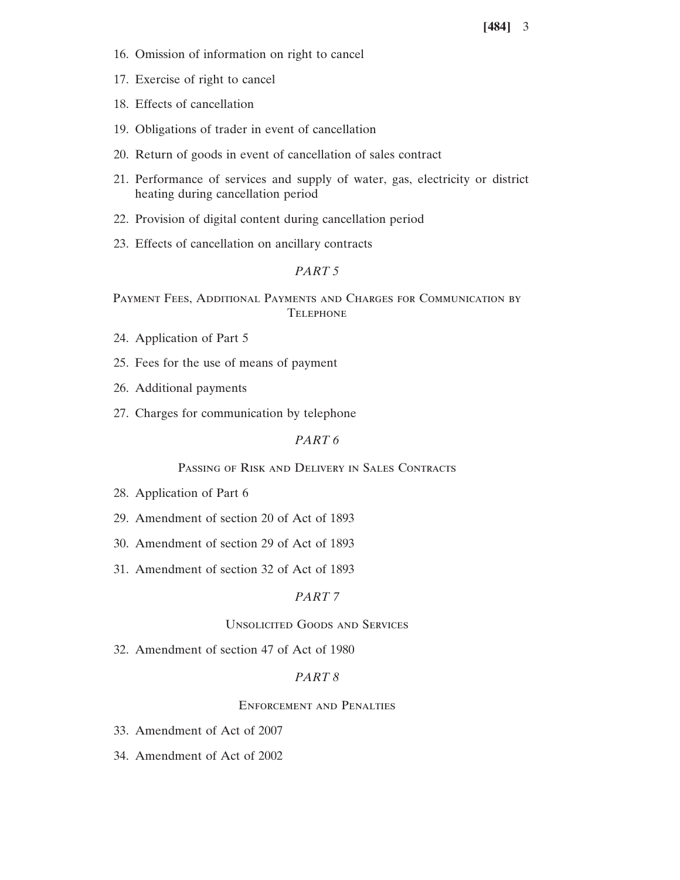16. Omission of information on right to cancel

17. Exercise of right to cancel

18. Effects of cancellation

19. Obligations of trader in event of cancellation

20. Return of goods in event of cancellation of sales contract

21. Performance of services and supply of water, gas, electricity or district heating during cancellation period

22. Provision of digital content during cancellation period

23. Effects of cancellation on ancillary contracts

## *PART 5*

### Payment Fees, Additional Payments and Charges for Communication by Telephone

24. Application of Part 5

25. Fees for the use of means of payment

26. Additional payments

27. Charges for communication by telephone

## *PART 6*

### Passing of Risk and Delivery in Sales Contracts

28. Application of Part 6

29. Amendment of section 20 of Act of 1893

30. Amendment of section 29 of Act of 1893

31. Amendment of section 32 of Act of 1893

## *PART 7*

### Unsolicited Goods and Services

32. Amendment of section 47 of Act of 1980

## *PART 8*

### Enforcement and Penalties

33. Amendment of Act of 2007

34. Amendment of Act of 2002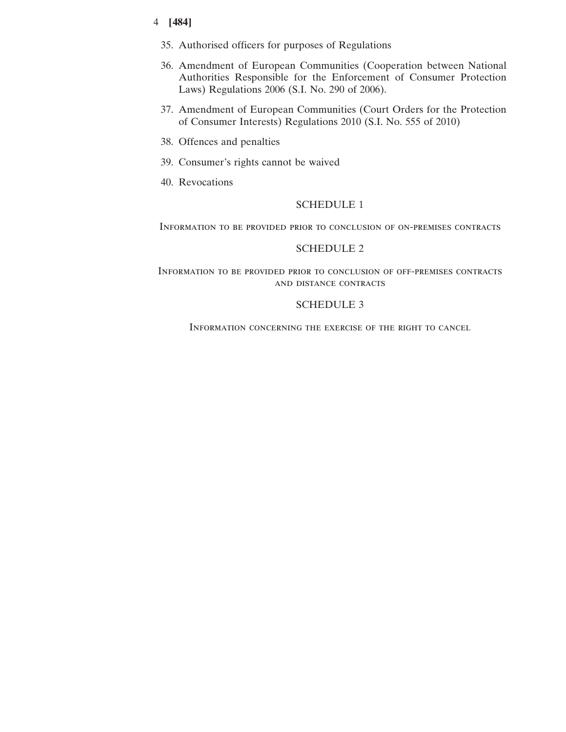35. Authorised officers for purposes of Regulations

36. Amendment of European Communities (Cooperation between National Authorities Responsible for the Enforcement of Consumer Protection Laws) Regulations 2006 (S.I. No. 290 of 2006).

37. Amendment of European Communities (Court Orders for the Protection of Consumer Interests) Regulations 2010 (S.I. No. 555 of 2010)

38. Offences and penalties

39. Consumer's rights cannot be waived

40. Revocations

SCHEDULE 1

Information to be provided prior to conclusion of on-premises contracts

SCHEDULE 2

Information to be provided prior to conclusion of off-premises contracts and distance contracts

SCHEDULE 3

Information concerning the exercise of the right to cancel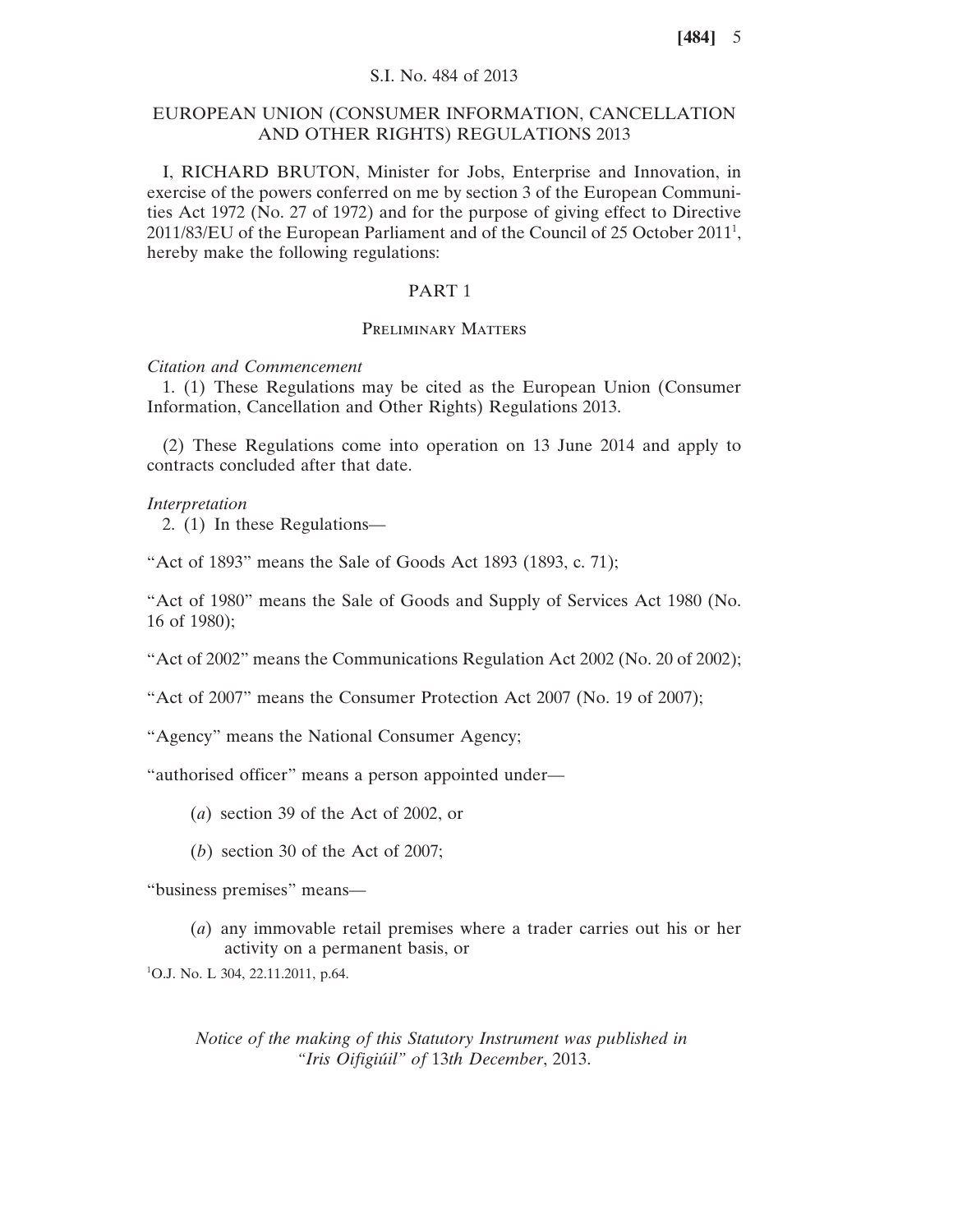S.I. No. 484 of 2013

# EUROPEAN UNION (CONSUMER INFORMATION, CANCELLATION AND OTHER RIGHTS) REGULATIONS 2013

I, RICHARD BRUTON, Minister for Jobs, Enterprise and Innovation, in exercise of the powers conferred on me by section 3 of the European Communities Act 1972 (No. 27 of 1972) and for the purpose of giving effect to Directive 2011/83/EU of the European Parliament and of the Council of 25 October 2011[1], hereby make the following regulations:

## PART 1

### Preliminary Matters

*Citation and Commencement*

1. (1) These Regulations may be cited as the European Union (Consumer Information, Cancellation and Other Rights) Regulations 2013.

(2) These Regulations come into operation on 13 June 2014 and apply to contracts concluded after that date.

*Interpretation*

2. (1) In these Regulations—

"Act of 1893" means the Sale of Goods Act 1893 (1893, c. 71);

"Act of 1980" means the Sale of Goods and Supply of Services Act 1980 (No. 16 of 1980);

"Act of 2002" means the Communications Regulation Act 2002 (No. 20 of 2002);

"Act of 2007" means the Consumer Protection Act 2007 (No. 19 of 2007);

"Agency" means the National Consumer Agency;

"authorised officer" means a person appointed under—

(*a*) section 39 of the Act of 2002, or

(*b*) section 30 of the Act of 2007;

"business premises" means—

(*a*) any immovable retail premises where a trader carries out his or her activity on a permanent basis, or

[1]O.J. No. L 304, 22.11.2011, p.64.

*Notice of the making of this Statutory Instrument was published in "Iris Oifigiúil" of 13th December, 2013.*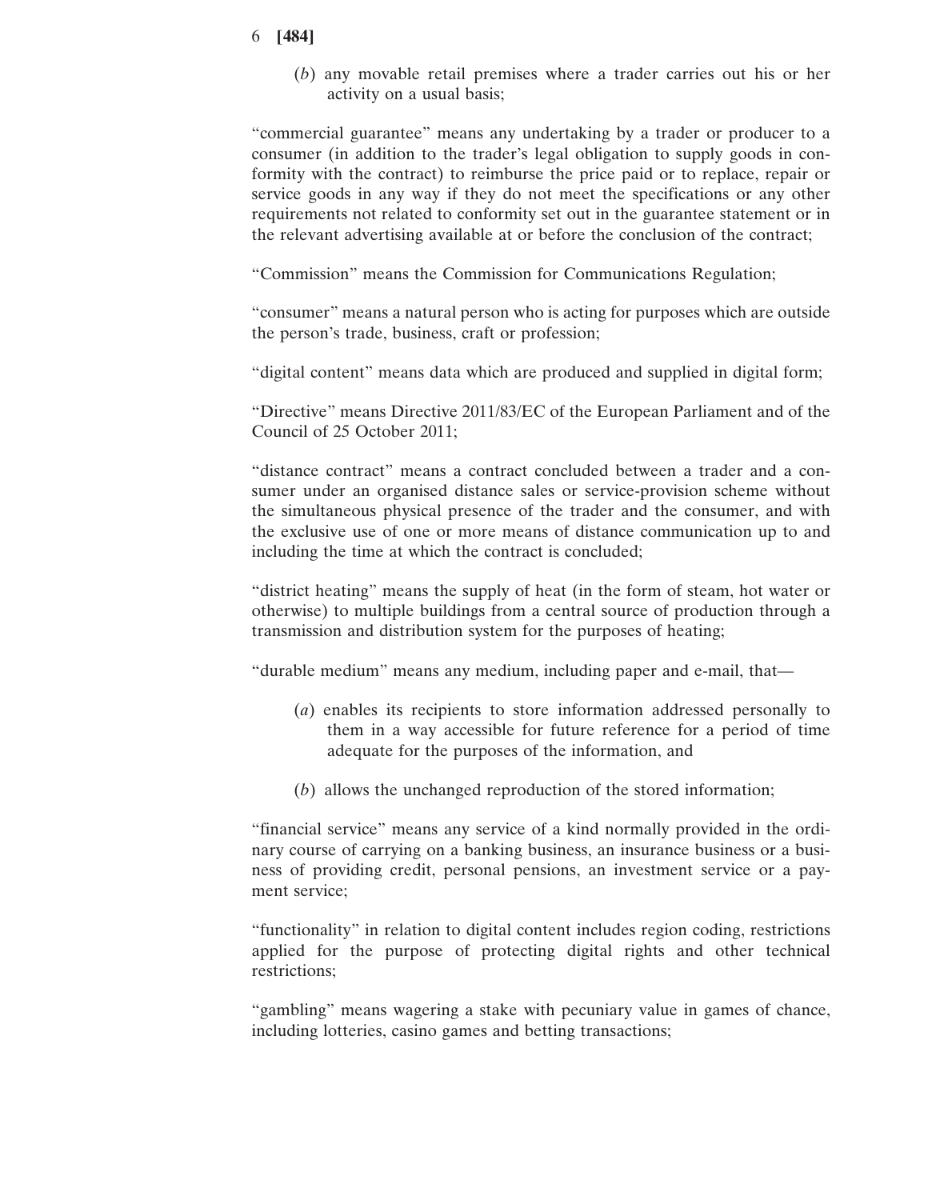(*b*) any movable retail premises where a trader carries out his or her activity on a usual basis;

"commercial guarantee" means any undertaking by a trader or producer to a consumer (in addition to the trader's legal obligation to supply goods in conformity with the contract) to reimburse the price paid or to replace, repair or service goods in any way if they do not meet the specifications or any other requirements not related to conformity set out in the guarantee statement or in the relevant advertising available at or before the conclusion of the contract;

"Commission" means the Commission for Communications Regulation;

"consumer" means a natural person who is acting for purposes which are outside the person's trade, business, craft or profession;

"digital content" means data which are produced and supplied in digital form;

"Directive" means Directive 2011/83/EC of the European Parliament and of the Council of 25 October 2011;

"distance contract" means a contract concluded between a trader and a consumer under an organised distance sales or service-provision scheme without the simultaneous physical presence of the trader and the consumer, and with the exclusive use of one or more means of distance communication up to and including the time at which the contract is concluded;

"district heating" means the supply of heat (in the form of steam, hot water or otherwise) to multiple buildings from a central source of production through a transmission and distribution system for the purposes of heating;

"durable medium" means any medium, including paper and e-mail, that—

(*a*) enables its recipients to store information addressed personally to them in a way accessible for future reference for a period of time adequate for the purposes of the information, and

(*b*) allows the unchanged reproduction of the stored information;

"financial service" means any service of a kind normally provided in the ordinary course of carrying on a banking business, an insurance business or a business of providing credit, personal pensions, an investment service or a payment service;

"functionality" in relation to digital content includes region coding, restrictions applied for the purpose of protecting digital rights and other technical restrictions;

"gambling" means wagering a stake with pecuniary value in games of chance, including lotteries, casino games and betting transactions;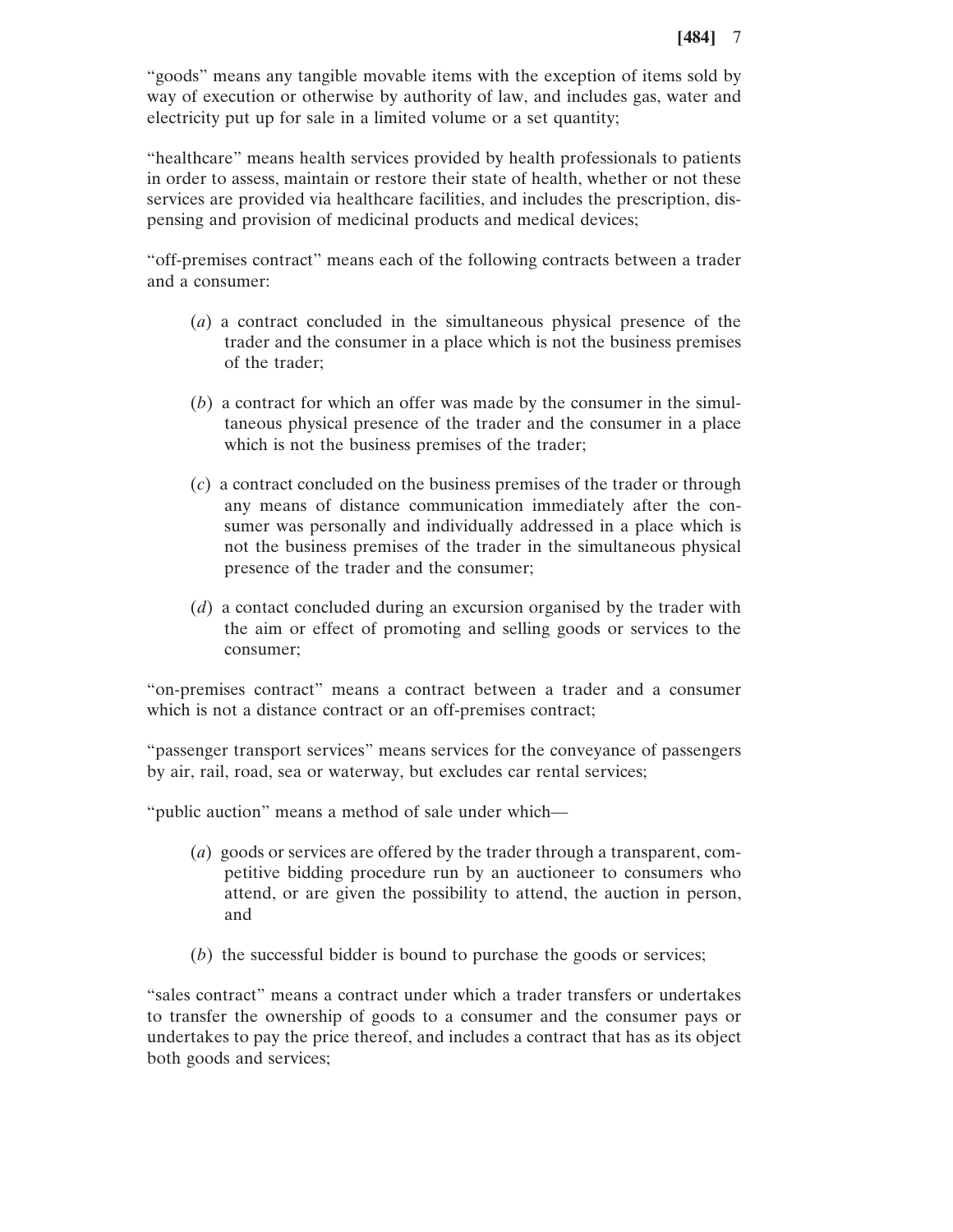"goods" means any tangible movable items with the exception of items sold by way of execution or otherwise by authority of law, and includes gas, water and electricity put up for sale in a limited volume or a set quantity;

"healthcare" means health services provided by health professionals to patients in order to assess, maintain or restore their state of health, whether or not these services are provided via healthcare facilities, and includes the prescription, dispensing and provision of medicinal products and medical devices;

"off-premises contract" means each of the following contracts between a trader and a consumer:

(*a*) a contract concluded in the simultaneous physical presence of the trader and the consumer in a place which is not the business premises of the trader;

(*b*) a contract for which an offer was made by the consumer in the simultaneous physical presence of the trader and the consumer in a place which is not the business premises of the trader;

(*c*) a contract concluded on the business premises of the trader or through any means of distance communication immediately after the consumer was personally and individually addressed in a place which is not the business premises of the trader in the simultaneous physical presence of the trader and the consumer;

(*d*) a contact concluded during an excursion organised by the trader with the aim or effect of promoting and selling goods or services to the consumer;

"on-premises contract" means a contract between a trader and a consumer which is not a distance contract or an off-premises contract;

"passenger transport services" means services for the conveyance of passengers by air, rail, road, sea or waterway, but excludes car rental services;

"public auction" means a method of sale under which—

(*a*) goods or services are offered by the trader through a transparent, competitive bidding procedure run by an auctioneer to consumers who attend, or are given the possibility to attend, the auction in person, and

(*b*) the successful bidder is bound to purchase the goods or services;

"sales contract" means a contract under which a trader transfers or undertakes to transfer the ownership of goods to a consumer and the consumer pays or undertakes to pay the price thereof, and includes a contract that has as its object both goods and services;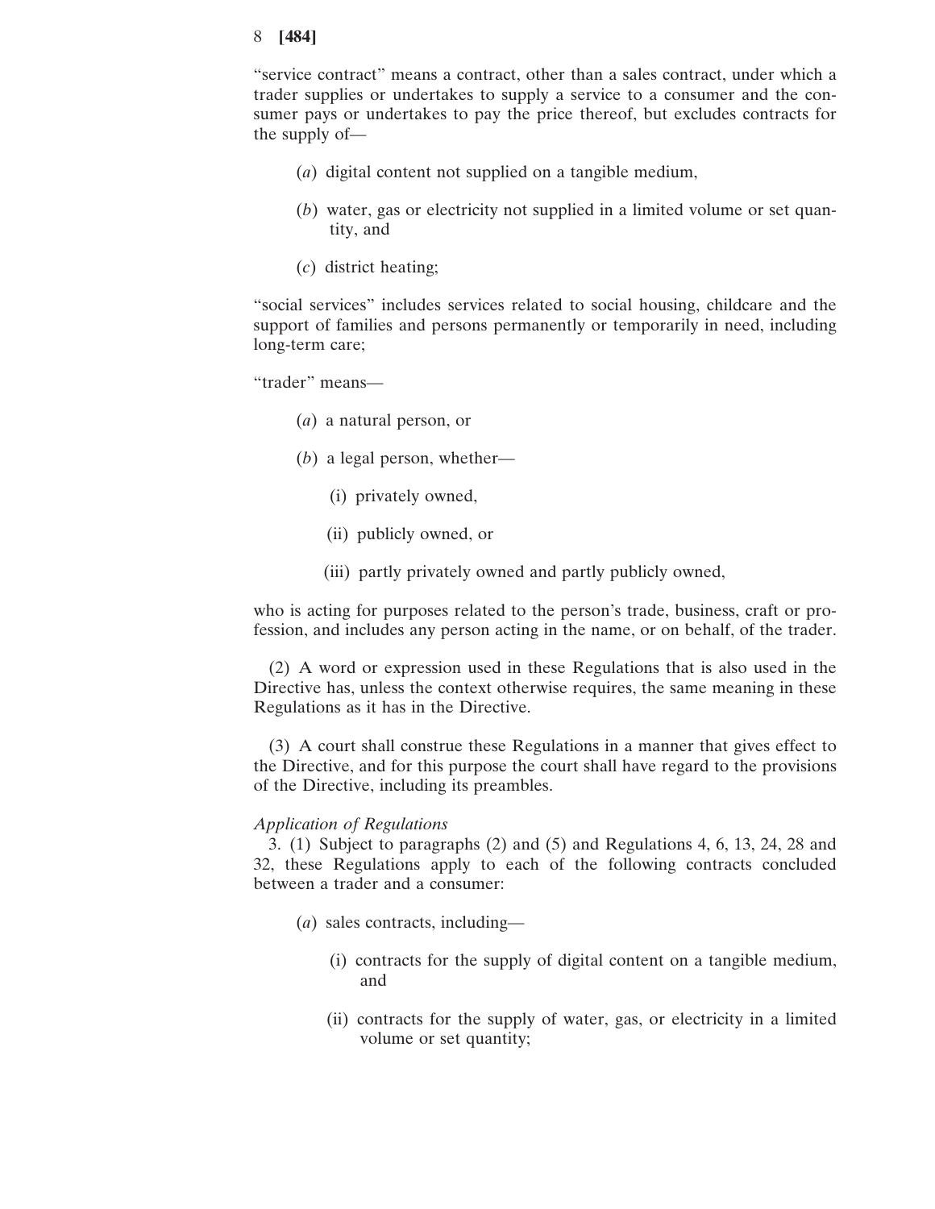"service contract" means a contract, other than a sales contract, under which a trader supplies or undertakes to supply a service to a consumer and the consumer pays or undertakes to pay the price thereof, but excludes contracts for the supply of—

(*a*) digital content not supplied on a tangible medium,

(*b*) water, gas or electricity not supplied in a limited volume or set quantity, and

(*c*) district heating;

"social services" includes services related to social housing, childcare and the support of families and persons permanently or temporarily in need, including long-term care;

"trader" means—

(*a*) a natural person, or

(*b*) a legal person, whether—

(i) privately owned,

(ii) publicly owned, or

(iii) partly privately owned and partly publicly owned,

who is acting for purposes related to the person's trade, business, craft or profession, and includes any person acting in the name, or on behalf, of the trader.

(2) A word or expression used in these Regulations that is also used in the Directive has, unless the context otherwise requires, the same meaning in these Regulations as it has in the Directive.

(3) A court shall construe these Regulations in a manner that gives effect to the Directive, and for this purpose the court shall have regard to the provisions of the Directive, including its preambles.

*Application of Regulations*

3. (1) Subject to paragraphs (2) and (5) and Regulations 4, 6, 13, 24, 28 and 32, these Regulations apply to each of the following contracts concluded between a trader and a consumer:

(*a*) sales contracts, including—

(i) contracts for the supply of digital content on a tangible medium, and

(ii) contracts for the supply of water, gas, or electricity in a limited volume or set quantity;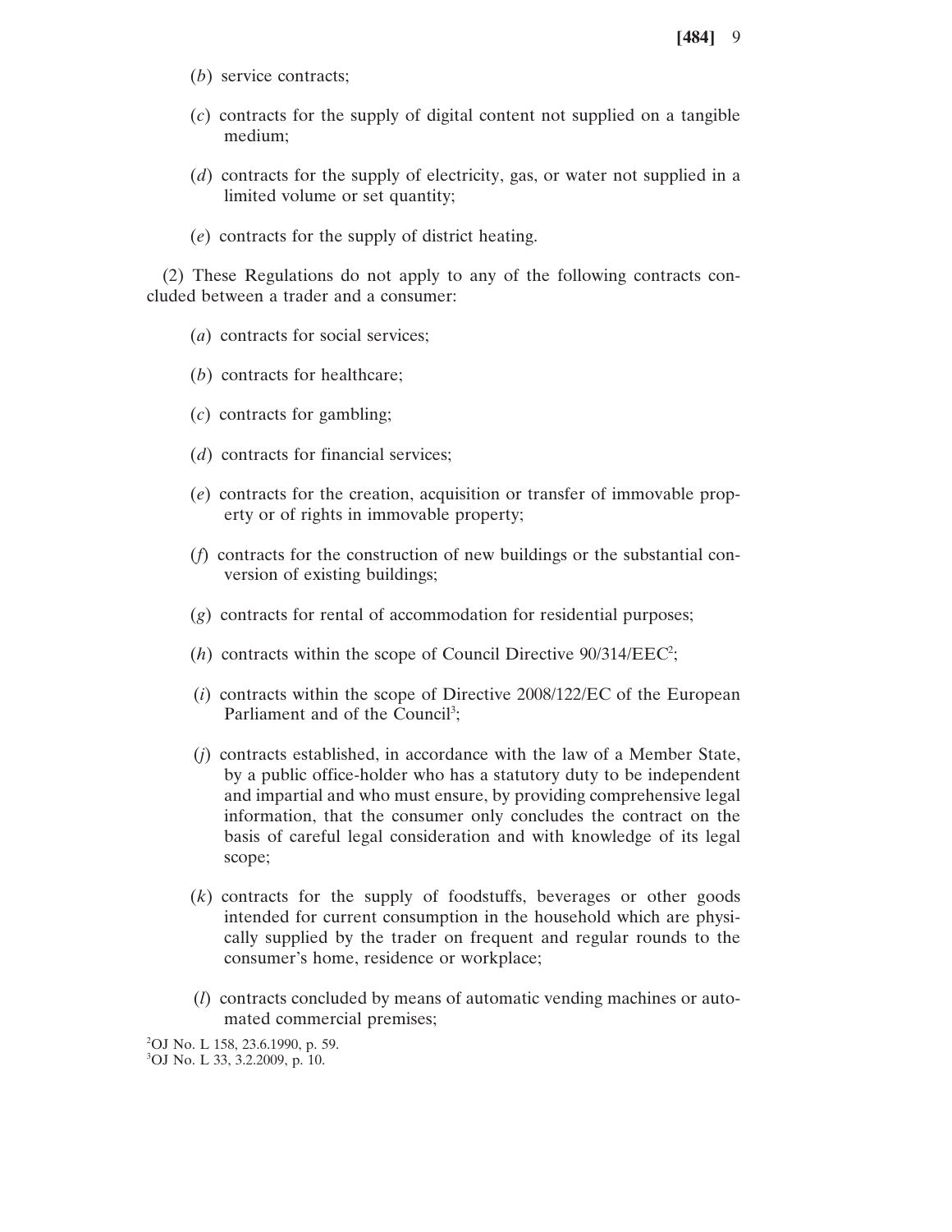(*b*) service contracts;

(*c*) contracts for the supply of digital content not supplied on a tangible medium;

(*d*) contracts for the supply of electricity, gas, or water not supplied in a limited volume or set quantity;

(*e*) contracts for the supply of district heating.

(2) These Regulations do not apply to any of the following contracts concluded between a trader and a consumer:

(*a*) contracts for social services;

(*b*) contracts for healthcare;

(*c*) contracts for gambling;

(*d*) contracts for financial services;

(*e*) contracts for the creation, acquisition or transfer of immovable property or of rights in immovable property;

(*f*) contracts for the construction of new buildings or the substantial conversion of existing buildings;

(*g*) contracts for rental of accommodation for residential purposes;

(*h*) contracts within the scope of Council Directive 90/314/EEC[2];

(*i*) contracts within the scope of Directive 2008/122/EC of the European Parliament and of the Council[3];

(*j*) contracts established, in accordance with the law of a Member State, by a public office-holder who has a statutory duty to be independent and impartial and who must ensure, by providing comprehensive legal information, that the consumer only concludes the contract on the basis of careful legal consideration and with knowledge of its legal scope;

(*k*) contracts for the supply of foodstuffs, beverages or other goods intended for current consumption in the household which are physically supplied by the trader on frequent and regular rounds to the consumer's home, residence or workplace;

(*l*) contracts concluded by means of automatic vending machines or automated commercial premises;

[2]OJ No. L 158, 23.6.1990, p. 59.
[3]OJ No. L 33, 3.2.2009, p. 10.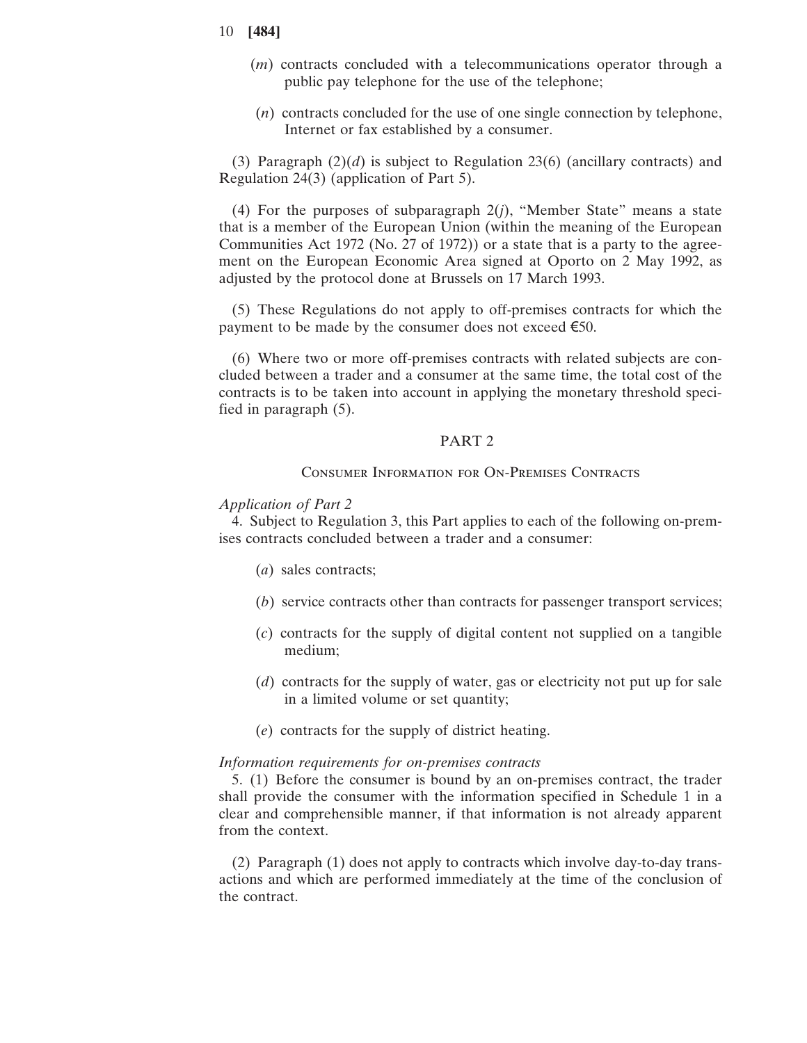(*m*) contracts concluded with a telecommunications operator through a public pay telephone for the use of the telephone;

(*n*) contracts concluded for the use of one single connection by telephone, Internet or fax established by a consumer.

(3) Paragraph (2)(*d*) is subject to Regulation 23(6) (ancillary contracts) and Regulation 24(3) (application of Part 5).

(4) For the purposes of subparagraph 2(*j*), "Member State" means a state that is a member of the European Union (within the meaning of the European Communities Act 1972 (No. 27 of 1972)) or a state that is a party to the agreement on the European Economic Area signed at Oporto on 2 May 1992, as adjusted by the protocol done at Brussels on 17 March 1993.

(5) These Regulations do not apply to off-premises contracts for which the payment to be made by the consumer does not exceed €50.

(6) Where two or more off-premises contracts with related subjects are concluded between a trader and a consumer at the same time, the total cost of the contracts is to be taken into account in applying the monetary threshold specified in paragraph (5).

## PART 2

### Consumer Information for On-Premises Contracts

*Application of Part 2*

4. Subject to Regulation 3, this Part applies to each of the following on-premises contracts concluded between a trader and a consumer:

(*a*) sales contracts;

(*b*) service contracts other than contracts for passenger transport services;

(*c*) contracts for the supply of digital content not supplied on a tangible medium;

(*d*) contracts for the supply of water, gas or electricity not put up for sale in a limited volume or set quantity;

(*e*) contracts for the supply of district heating.

*Information requirements for on-premises contracts*

5. (1) Before the consumer is bound by an on-premises contract, the trader shall provide the consumer with the information specified in Schedule 1 in a clear and comprehensible manner, if that information is not already apparent from the context.

(2) Paragraph (1) does not apply to contracts which involve day-to-day transactions and which are performed immediately at the time of the conclusion of the contract.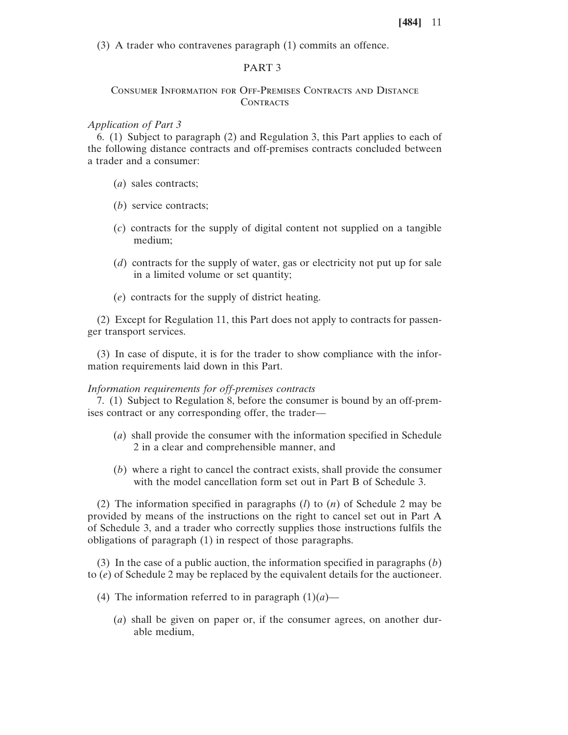(3) A trader who contravenes paragraph (1) commits an offence.

## PART 3

### Consumer Information for Off-Premises Contracts and Distance Contracts

*Application of Part 3*

6. (1) Subject to paragraph (2) and Regulation 3, this Part applies to each of the following distance contracts and off-premises contracts concluded between a trader and a consumer:

(*a*) sales contracts;

(*b*) service contracts;

(*c*) contracts for the supply of digital content not supplied on a tangible medium;

(*d*) contracts for the supply of water, gas or electricity not put up for sale in a limited volume or set quantity;

(*e*) contracts for the supply of district heating.

(2) Except for Regulation 11, this Part does not apply to contracts for passenger transport services.

(3) In case of dispute, it is for the trader to show compliance with the information requirements laid down in this Part.

*Information requirements for off-premises contracts*

7. (1) Subject to Regulation 8, before the consumer is bound by an off-premises contract or any corresponding offer, the trader—

(*a*) shall provide the consumer with the information specified in Schedule 2 in a clear and comprehensible manner, and

(*b*) where a right to cancel the contract exists, shall provide the consumer with the model cancellation form set out in Part B of Schedule 3.

(2) The information specified in paragraphs (*l*) to (*n*) of Schedule 2 may be provided by means of the instructions on the right to cancel set out in Part A of Schedule 3, and a trader who correctly supplies those instructions fulfils the obligations of paragraph (1) in respect of those paragraphs.

(3) In the case of a public auction, the information specified in paragraphs (*b*) to (*e*) of Schedule 2 may be replaced by the equivalent details for the auctioneer.

(4) The information referred to in paragraph (1)(*a*)—

(*a*) shall be given on paper or, if the consumer agrees, on another durable medium,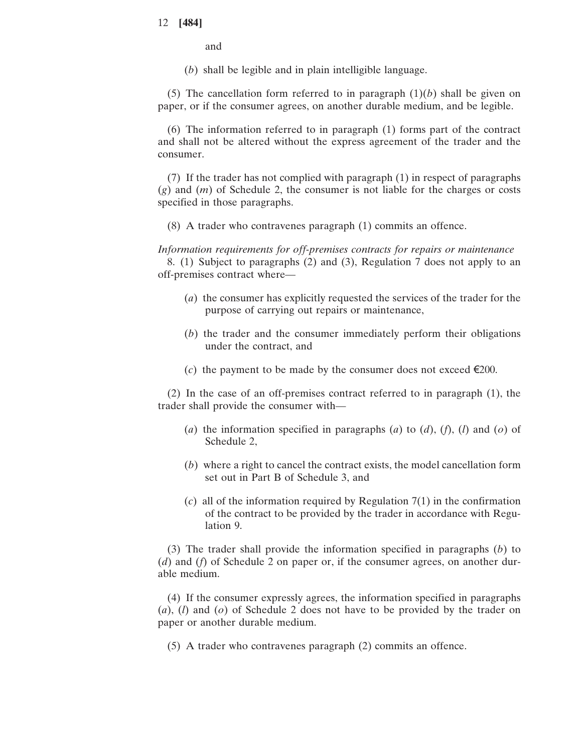and

(*b*) shall be legible and in plain intelligible language.

(5) The cancellation form referred to in paragraph (1)(*b*) shall be given on paper, or if the consumer agrees, on another durable medium, and be legible.

(6) The information referred to in paragraph (1) forms part of the contract and shall not be altered without the express agreement of the trader and the consumer.

(7) If the trader has not complied with paragraph (1) in respect of paragraphs (*g*) and (*m*) of Schedule 2, the consumer is not liable for the charges or costs specified in those paragraphs.

(8) A trader who contravenes paragraph (1) commits an offence.

*Information requirements for off-premises contracts for repairs or maintenance*

8. (1) Subject to paragraphs (2) and (3), Regulation 7 does not apply to an off-premises contract where—

(*a*) the consumer has explicitly requested the services of the trader for the purpose of carrying out repairs or maintenance,

(*b*) the trader and the consumer immediately perform their obligations under the contract, and

(*c*) the payment to be made by the consumer does not exceed €200.

(2) In the case of an off-premises contract referred to in paragraph (1), the trader shall provide the consumer with—

(*a*) the information specified in paragraphs (*a*) to (*d*), (*f*), (*l*) and (*o*) of Schedule 2,

(*b*) where a right to cancel the contract exists, the model cancellation form set out in Part B of Schedule 3, and

(*c*) all of the information required by Regulation 7(1) in the confirmation of the contract to be provided by the trader in accordance with Regulation 9.

(3) The trader shall provide the information specified in paragraphs (*b*) to (*d*) and (*f*) of Schedule 2 on paper or, if the consumer agrees, on another durable medium.

(4) If the consumer expressly agrees, the information specified in paragraphs (*a*), (*l*) and (*o*) of Schedule 2 does not have to be provided by the trader on paper or another durable medium.

(5) A trader who contravenes paragraph (2) commits an offence.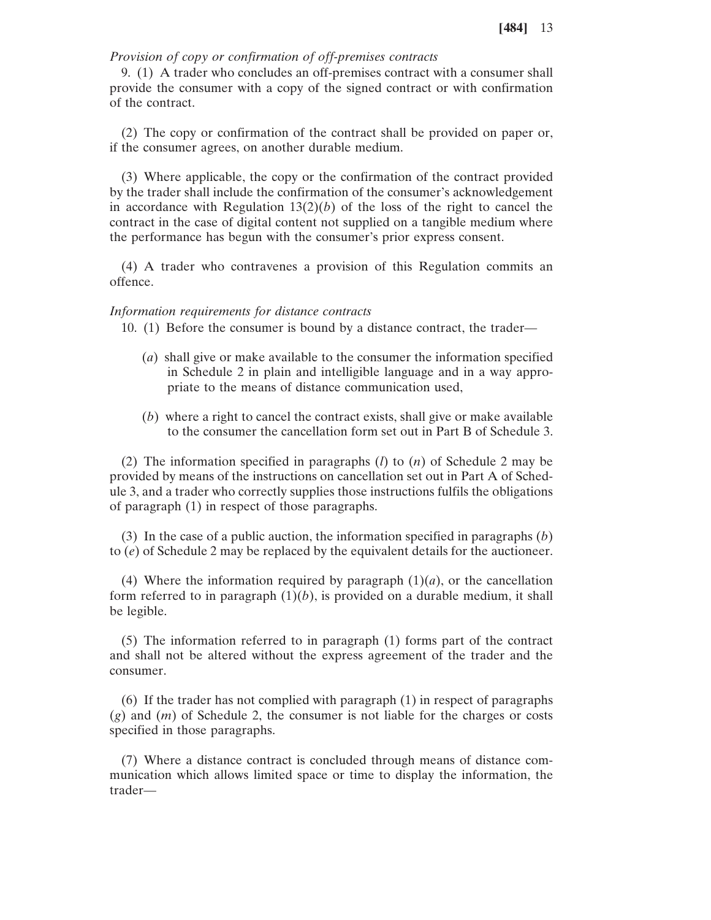*Provision of copy or confirmation of off-premises contracts*

9. (1) A trader who concludes an off-premises contract with a consumer shall provide the consumer with a copy of the signed contract or with confirmation of the contract.

(2) The copy or confirmation of the contract shall be provided on paper or, if the consumer agrees, on another durable medium.

(3) Where applicable, the copy or the confirmation of the contract provided by the trader shall include the confirmation of the consumer's acknowledgement in accordance with Regulation 13(2)(*b*) of the loss of the right to cancel the contract in the case of digital content not supplied on a tangible medium where the performance has begun with the consumer's prior express consent.

(4) A trader who contravenes a provision of this Regulation commits an offence.

*Information requirements for distance contracts*

10. (1) Before the consumer is bound by a distance contract, the trader—

(*a*) shall give or make available to the consumer the information specified in Schedule 2 in plain and intelligible language and in a way appropriate to the means of distance communication used,

(*b*) where a right to cancel the contract exists, shall give or make available to the consumer the cancellation form set out in Part B of Schedule 3.

(2) The information specified in paragraphs (*l*) to (*n*) of Schedule 2 may be provided by means of the instructions on cancellation set out in Part A of Schedule 3, and a trader who correctly supplies those instructions fulfils the obligations of paragraph (1) in respect of those paragraphs.

(3) In the case of a public auction, the information specified in paragraphs (*b*) to (*e*) of Schedule 2 may be replaced by the equivalent details for the auctioneer.

(4) Where the information required by paragraph (1)(*a*), or the cancellation form referred to in paragraph (1)(*b*), is provided on a durable medium, it shall be legible.

(5) The information referred to in paragraph (1) forms part of the contract and shall not be altered without the express agreement of the trader and the consumer.

(6) If the trader has not complied with paragraph (1) in respect of paragraphs (*g*) and (*m*) of Schedule 2, the consumer is not liable for the charges or costs specified in those paragraphs.

(7) Where a distance contract is concluded through means of distance communication which allows limited space or time to display the information, the trader—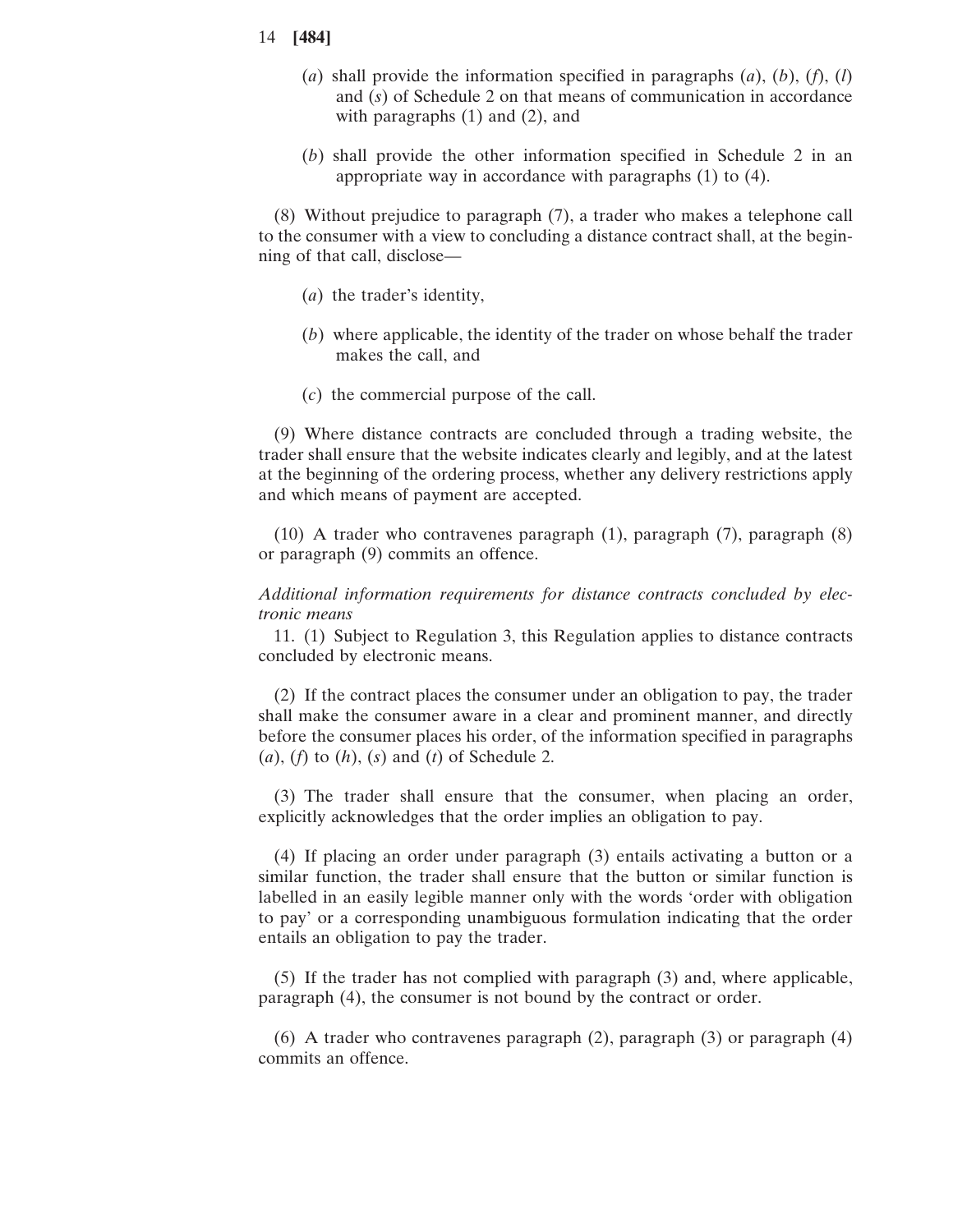(*a*) shall provide the information specified in paragraphs (*a*), (*b*), (*f*), (*l*) and (*s*) of Schedule 2 on that means of communication in accordance with paragraphs (1) and (2), and

(*b*) shall provide the other information specified in Schedule 2 in an appropriate way in accordance with paragraphs (1) to (4).

(8) Without prejudice to paragraph (7), a trader who makes a telephone call to the consumer with a view to concluding a distance contract shall, at the beginning of that call, disclose—

(*a*) the trader's identity,

(*b*) where applicable, the identity of the trader on whose behalf the trader makes the call, and

(*c*) the commercial purpose of the call.

(9) Where distance contracts are concluded through a trading website, the trader shall ensure that the website indicates clearly and legibly, and at the latest at the beginning of the ordering process, whether any delivery restrictions apply and which means of payment are accepted.

(10) A trader who contravenes paragraph (1), paragraph (7), paragraph (8) or paragraph (9) commits an offence.

*Additional information requirements for distance contracts concluded by electronic means*

11. (1) Subject to Regulation 3, this Regulation applies to distance contracts concluded by electronic means.

(2) If the contract places the consumer under an obligation to pay, the trader shall make the consumer aware in a clear and prominent manner, and directly before the consumer places his order, of the information specified in paragraphs (*a*), (*f*) to (*h*), (*s*) and (*t*) of Schedule 2.

(3) The trader shall ensure that the consumer, when placing an order, explicitly acknowledges that the order implies an obligation to pay.

(4) If placing an order under paragraph (3) entails activating a button or a similar function, the trader shall ensure that the button or similar function is labelled in an easily legible manner only with the words 'order with obligation to pay' or a corresponding unambiguous formulation indicating that the order entails an obligation to pay the trader.

(5) If the trader has not complied with paragraph (3) and, where applicable, paragraph (4), the consumer is not bound by the contract or order.

(6) A trader who contravenes paragraph (2), paragraph (3) or paragraph (4) commits an offence.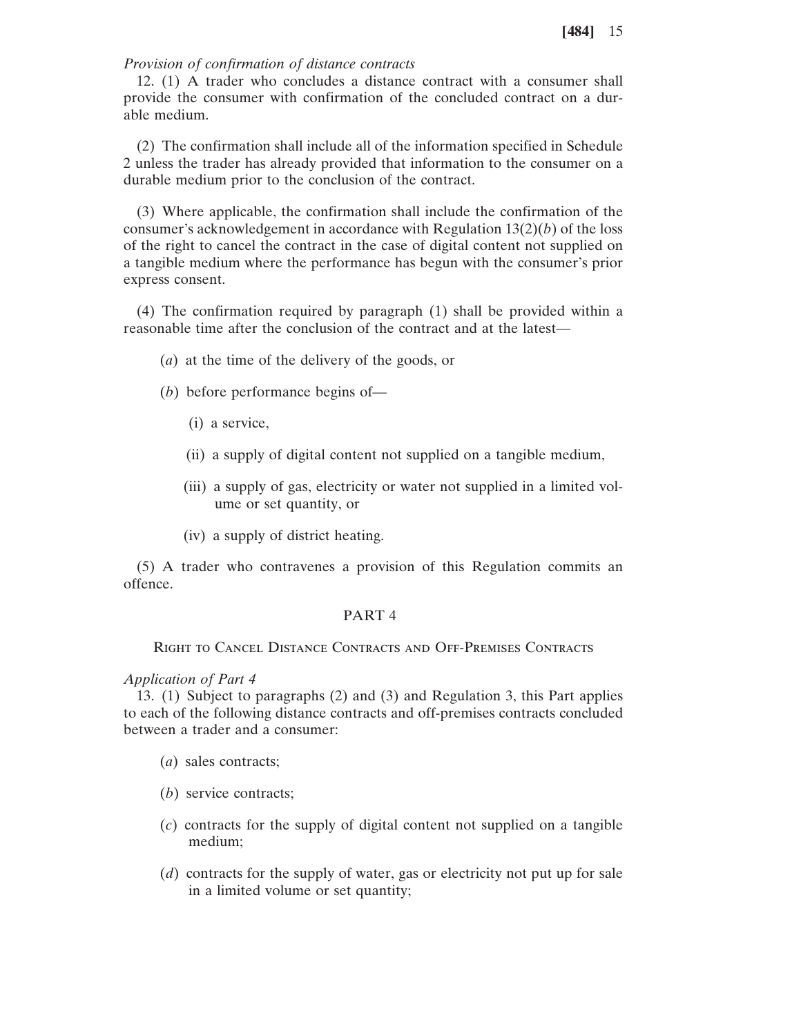*Provision of confirmation of distance contracts*

12. (1) A trader who concludes a distance contract with a consumer shall provide the consumer with confirmation of the concluded contract on a durable medium.

(2) The confirmation shall include all of the information specified in Schedule 2 unless the trader has already provided that information to the consumer on a durable medium prior to the conclusion of the contract.

(3) Where applicable, the confirmation shall include the confirmation of the consumer's acknowledgement in accordance with Regulation 13(2)(*b*) of the loss of the right to cancel the contract in the case of digital content not supplied on a tangible medium where the performance has begun with the consumer's prior express consent.

(4) The confirmation required by paragraph (1) shall be provided within a reasonable time after the conclusion of the contract and at the latest—

(*a*) at the time of the delivery of the goods, or

(*b*) before performance begins of—

(i) a service,

(ii) a supply of digital content not supplied on a tangible medium,

(iii) a supply of gas, electricity or water not supplied in a limited volume or set quantity, or

(iv) a supply of district heating.

(5) A trader who contravenes a provision of this Regulation commits an offence.

## PART 4

### Right to Cancel Distance Contracts and Off-Premises Contracts

*Application of Part 4*

13. (1) Subject to paragraphs (2) and (3) and Regulation 3, this Part applies to each of the following distance contracts and off-premises contracts concluded between a trader and a consumer:

(*a*) sales contracts;

(*b*) service contracts;

(*c*) contracts for the supply of digital content not supplied on a tangible medium;

(*d*) contracts for the supply of water, gas or electricity not put up for sale in a limited volume or set quantity;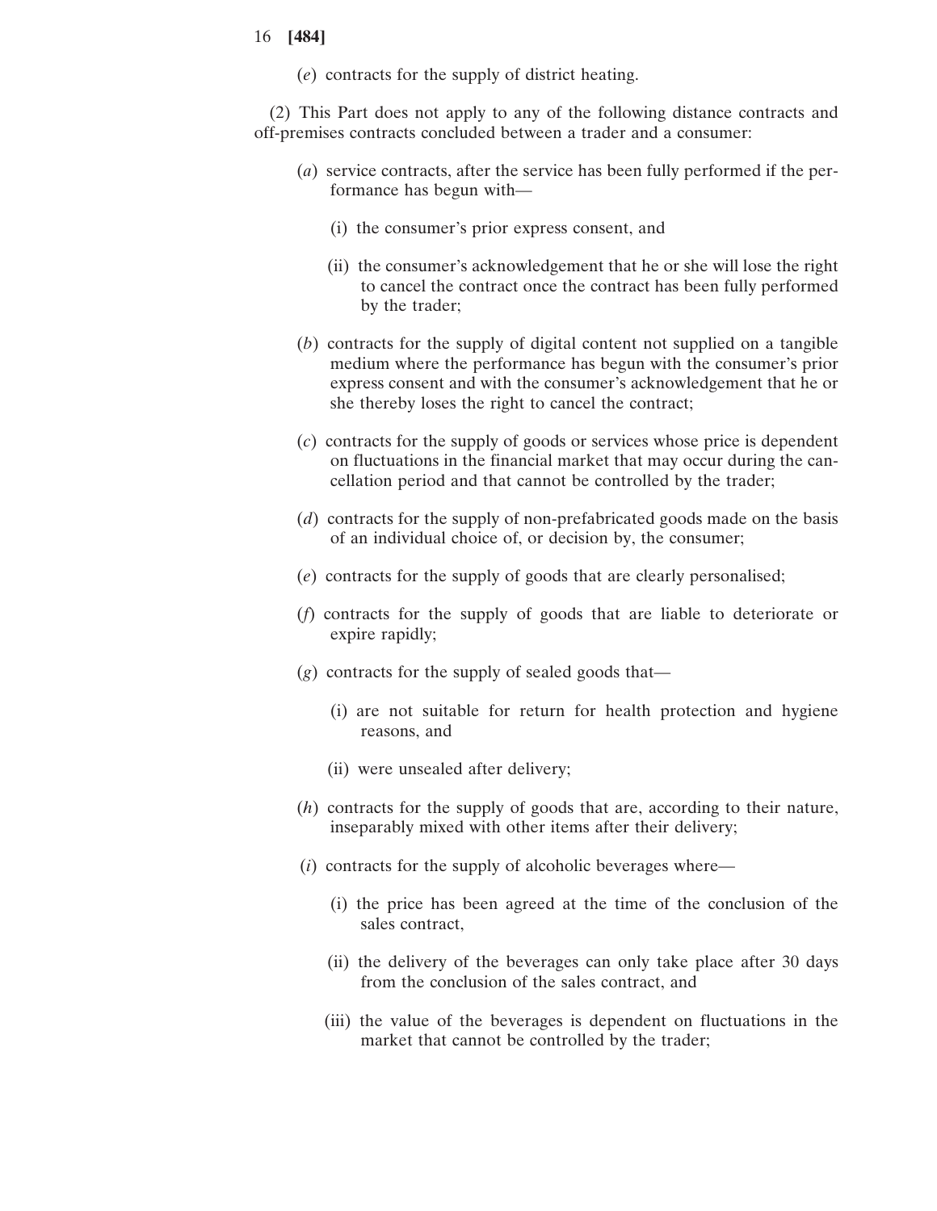(*e*) contracts for the supply of district heating.

(2) This Part does not apply to any of the following distance contracts and off-premises contracts concluded between a trader and a consumer:

(*a*) service contracts, after the service has been fully performed if the performance has begun with—

(i) the consumer's prior express consent, and

(ii) the consumer's acknowledgement that he or she will lose the right to cancel the contract once the contract has been fully performed by the trader;

(*b*) contracts for the supply of digital content not supplied on a tangible medium where the performance has begun with the consumer's prior express consent and with the consumer's acknowledgement that he or she thereby loses the right to cancel the contract;

(*c*) contracts for the supply of goods or services whose price is dependent on fluctuations in the financial market that may occur during the cancellation period and that cannot be controlled by the trader;

(*d*) contracts for the supply of non-prefabricated goods made on the basis of an individual choice of, or decision by, the consumer;

(*e*) contracts for the supply of goods that are clearly personalised;

(*f*) contracts for the supply of goods that are liable to deteriorate or expire rapidly;

(*g*) contracts for the supply of sealed goods that—

(i) are not suitable for return for health protection and hygiene reasons, and

(ii) were unsealed after delivery;

(*h*) contracts for the supply of goods that are, according to their nature, inseparably mixed with other items after their delivery;

(*i*) contracts for the supply of alcoholic beverages where—

(i) the price has been agreed at the time of the conclusion of the sales contract,

(ii) the delivery of the beverages can only take place after 30 days from the conclusion of the sales contract, and

(iii) the value of the beverages is dependent on fluctuations in the market that cannot be controlled by the trader;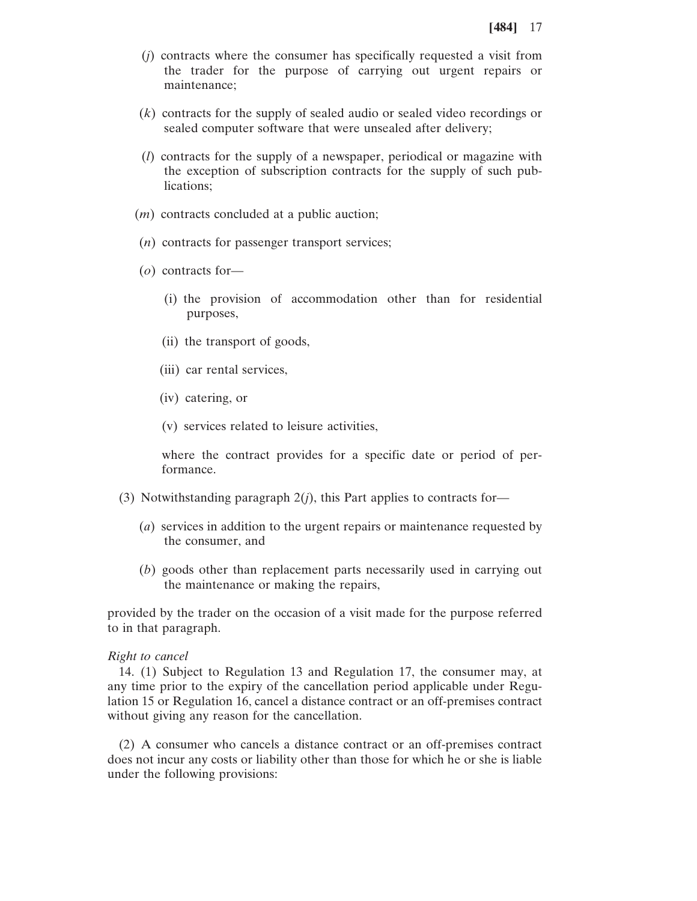(*j*) contracts where the consumer has specifically requested a visit from the trader for the purpose of carrying out urgent repairs or maintenance;

(*k*) contracts for the supply of sealed audio or sealed video recordings or sealed computer software that were unsealed after delivery;

(*l*) contracts for the supply of a newspaper, periodical or magazine with the exception of subscription contracts for the supply of such publications;

(*m*) contracts concluded at a public auction;

(*n*) contracts for passenger transport services;

(*o*) contracts for—

(i) the provision of accommodation other than for residential purposes,

(ii) the transport of goods,

(iii) car rental services,

(iv) catering, or

(v) services related to leisure activities,

where the contract provides for a specific date or period of performance.

(3) Notwithstanding paragraph 2(*j*), this Part applies to contracts for—

(*a*) services in addition to the urgent repairs or maintenance requested by the consumer, and

(*b*) goods other than replacement parts necessarily used in carrying out the maintenance or making the repairs,

provided by the trader on the occasion of a visit made for the purpose referred to in that paragraph.

*Right to cancel*

14. (1) Subject to Regulation 13 and Regulation 17, the consumer may, at any time prior to the expiry of the cancellation period applicable under Regulation 15 or Regulation 16, cancel a distance contract or an off-premises contract without giving any reason for the cancellation.

(2) A consumer who cancels a distance contract or an off-premises contract does not incur any costs or liability other than those for which he or she is liable under the following provisions: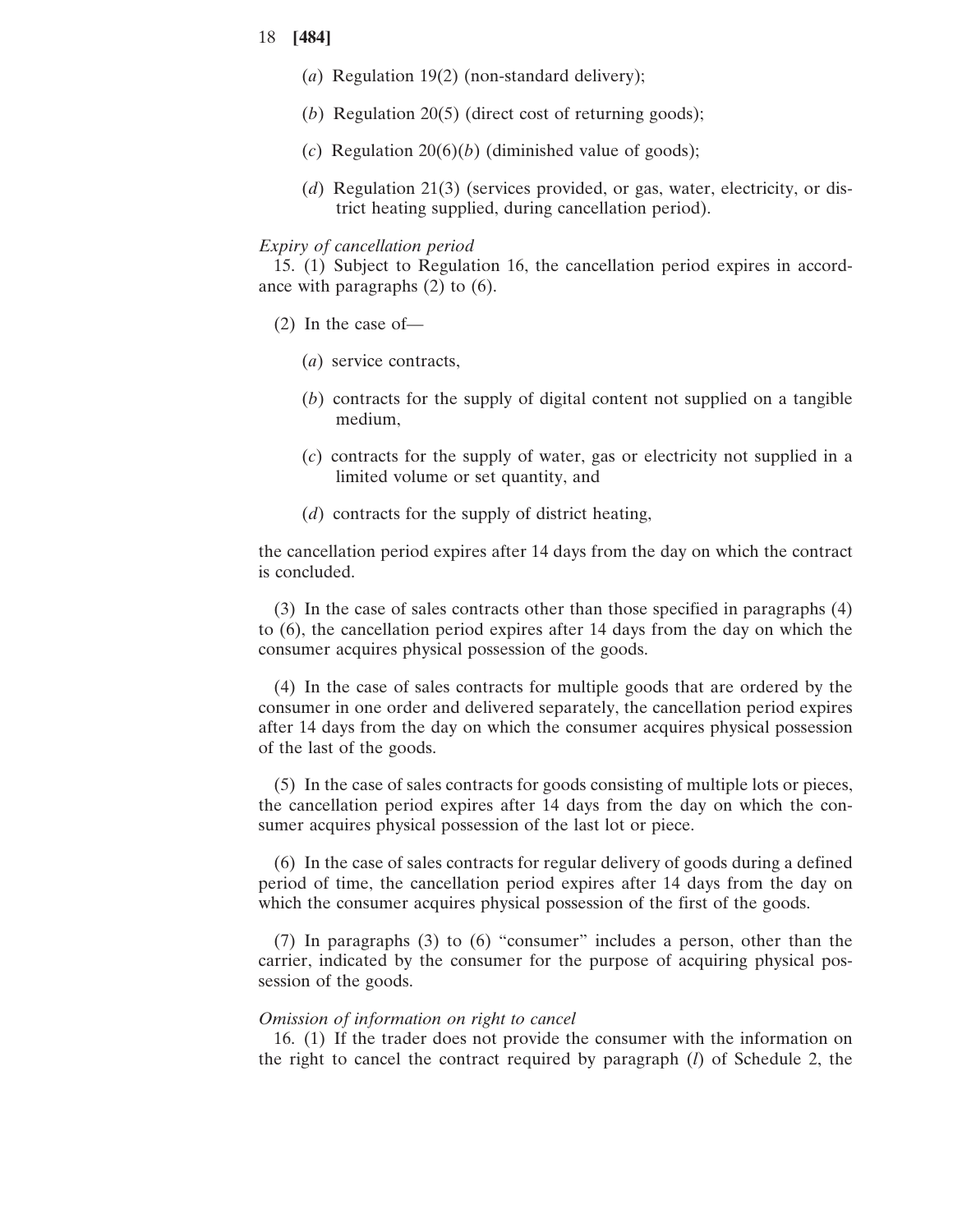(*a*) Regulation 19(2) (non-standard delivery);

(*b*) Regulation 20(5) (direct cost of returning goods);

(*c*) Regulation 20(6)(*b*) (diminished value of goods);

(*d*) Regulation 21(3) (services provided, or gas, water, electricity, or district heating supplied, during cancellation period).

*Expiry of cancellation period*

15. (1) Subject to Regulation 16, the cancellation period expires in accordance with paragraphs (2) to (6).

(2) In the case of—

(*a*) service contracts,

(*b*) contracts for the supply of digital content not supplied on a tangible medium,

(*c*) contracts for the supply of water, gas or electricity not supplied in a limited volume or set quantity, and

(*d*) contracts for the supply of district heating,

the cancellation period expires after 14 days from the day on which the contract is concluded.

(3) In the case of sales contracts other than those specified in paragraphs (4) to (6), the cancellation period expires after 14 days from the day on which the consumer acquires physical possession of the goods.

(4) In the case of sales contracts for multiple goods that are ordered by the consumer in one order and delivered separately, the cancellation period expires after 14 days from the day on which the consumer acquires physical possession of the last of the goods.

(5) In the case of sales contracts for goods consisting of multiple lots or pieces, the cancellation period expires after 14 days from the day on which the consumer acquires physical possession of the last lot or piece.

(6) In the case of sales contracts for regular delivery of goods during a defined period of time, the cancellation period expires after 14 days from the day on which the consumer acquires physical possession of the first of the goods.

(7) In paragraphs (3) to (6) "consumer" includes a person, other than the carrier, indicated by the consumer for the purpose of acquiring physical possession of the goods.

*Omission of information on right to cancel*

16. (1) If the trader does not provide the consumer with the information on the right to cancel the contract required by paragraph (*l*) of Schedule 2, the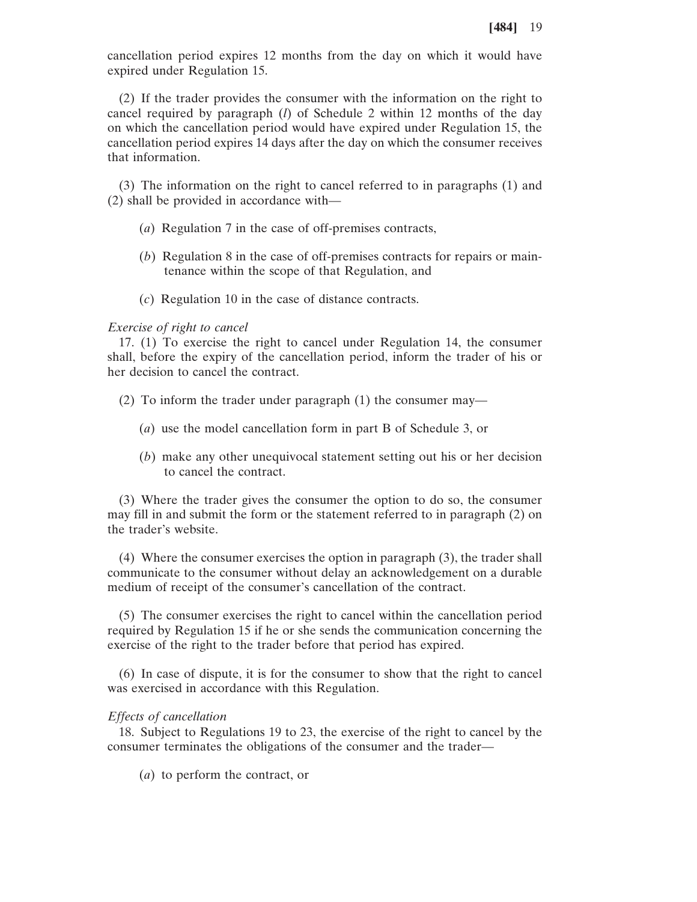cancellation period expires 12 months from the day on which it would have expired under Regulation 15.

(2) If the trader provides the consumer with the information on the right to cancel required by paragraph (*l*) of Schedule 2 within 12 months of the day on which the cancellation period would have expired under Regulation 15, the cancellation period expires 14 days after the day on which the consumer receives that information.

(3) The information on the right to cancel referred to in paragraphs (1) and (2) shall be provided in accordance with—

(*a*) Regulation 7 in the case of off-premises contracts,

(*b*) Regulation 8 in the case of off-premises contracts for repairs or maintenance within the scope of that Regulation, and

(*c*) Regulation 10 in the case of distance contracts.

*Exercise of right to cancel*

17. (1) To exercise the right to cancel under Regulation 14, the consumer shall, before the expiry of the cancellation period, inform the trader of his or her decision to cancel the contract.

(2) To inform the trader under paragraph (1) the consumer may—

(*a*) use the model cancellation form in part B of Schedule 3, or

(*b*) make any other unequivocal statement setting out his or her decision to cancel the contract.

(3) Where the trader gives the consumer the option to do so, the consumer may fill in and submit the form or the statement referred to in paragraph (2) on the trader's website.

(4) Where the consumer exercises the option in paragraph (3), the trader shall communicate to the consumer without delay an acknowledgement on a durable medium of receipt of the consumer's cancellation of the contract.

(5) The consumer exercises the right to cancel within the cancellation period required by Regulation 15 if he or she sends the communication concerning the exercise of the right to the trader before that period has expired.

(6) In case of dispute, it is for the consumer to show that the right to cancel was exercised in accordance with this Regulation.

*Effects of cancellation*

18. Subject to Regulations 19 to 23, the exercise of the right to cancel by the consumer terminates the obligations of the consumer and the trader—

(*a*) to perform the contract, or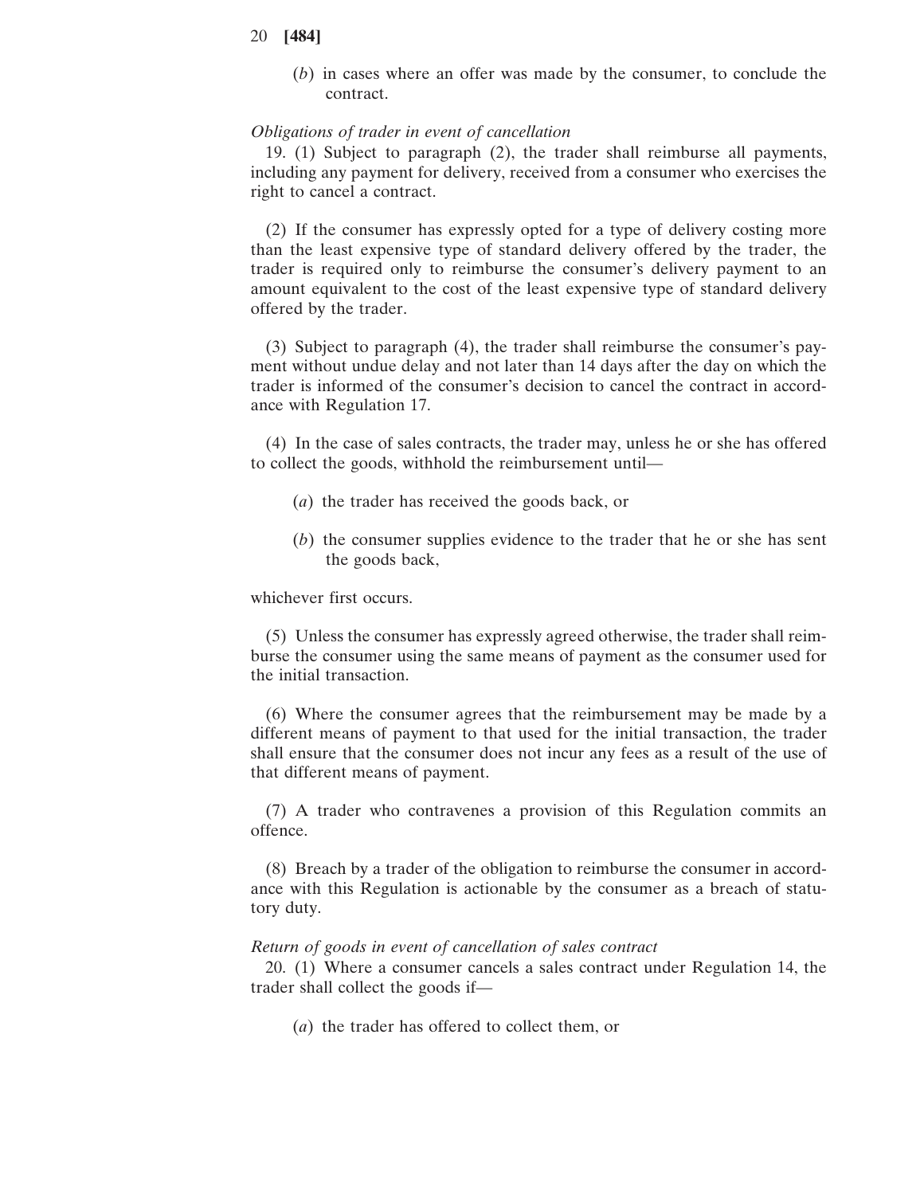(*b*) in cases where an offer was made by the consumer, to conclude the contract.

*Obligations of trader in event of cancellation*

19. (1) Subject to paragraph (2), the trader shall reimburse all payments, including any payment for delivery, received from a consumer who exercises the right to cancel a contract.

(2) If the consumer has expressly opted for a type of delivery costing more than the least expensive type of standard delivery offered by the trader, the trader is required only to reimburse the consumer's delivery payment to an amount equivalent to the cost of the least expensive type of standard delivery offered by the trader.

(3) Subject to paragraph (4), the trader shall reimburse the consumer's payment without undue delay and not later than 14 days after the day on which the trader is informed of the consumer's decision to cancel the contract in accordance with Regulation 17.

(4) In the case of sales contracts, the trader may, unless he or she has offered to collect the goods, withhold the reimbursement until—

(*a*) the trader has received the goods back, or

(*b*) the consumer supplies evidence to the trader that he or she has sent the goods back,

whichever first occurs.

(5) Unless the consumer has expressly agreed otherwise, the trader shall reimburse the consumer using the same means of payment as the consumer used for the initial transaction.

(6) Where the consumer agrees that the reimbursement may be made by a different means of payment to that used for the initial transaction, the trader shall ensure that the consumer does not incur any fees as a result of the use of that different means of payment.

(7) A trader who contravenes a provision of this Regulation commits an offence.

(8) Breach by a trader of the obligation to reimburse the consumer in accordance with this Regulation is actionable by the consumer as a breach of statutory duty.

*Return of goods in event of cancellation of sales contract*

20. (1) Where a consumer cancels a sales contract under Regulation 14, the trader shall collect the goods if—

(*a*) the trader has offered to collect them, or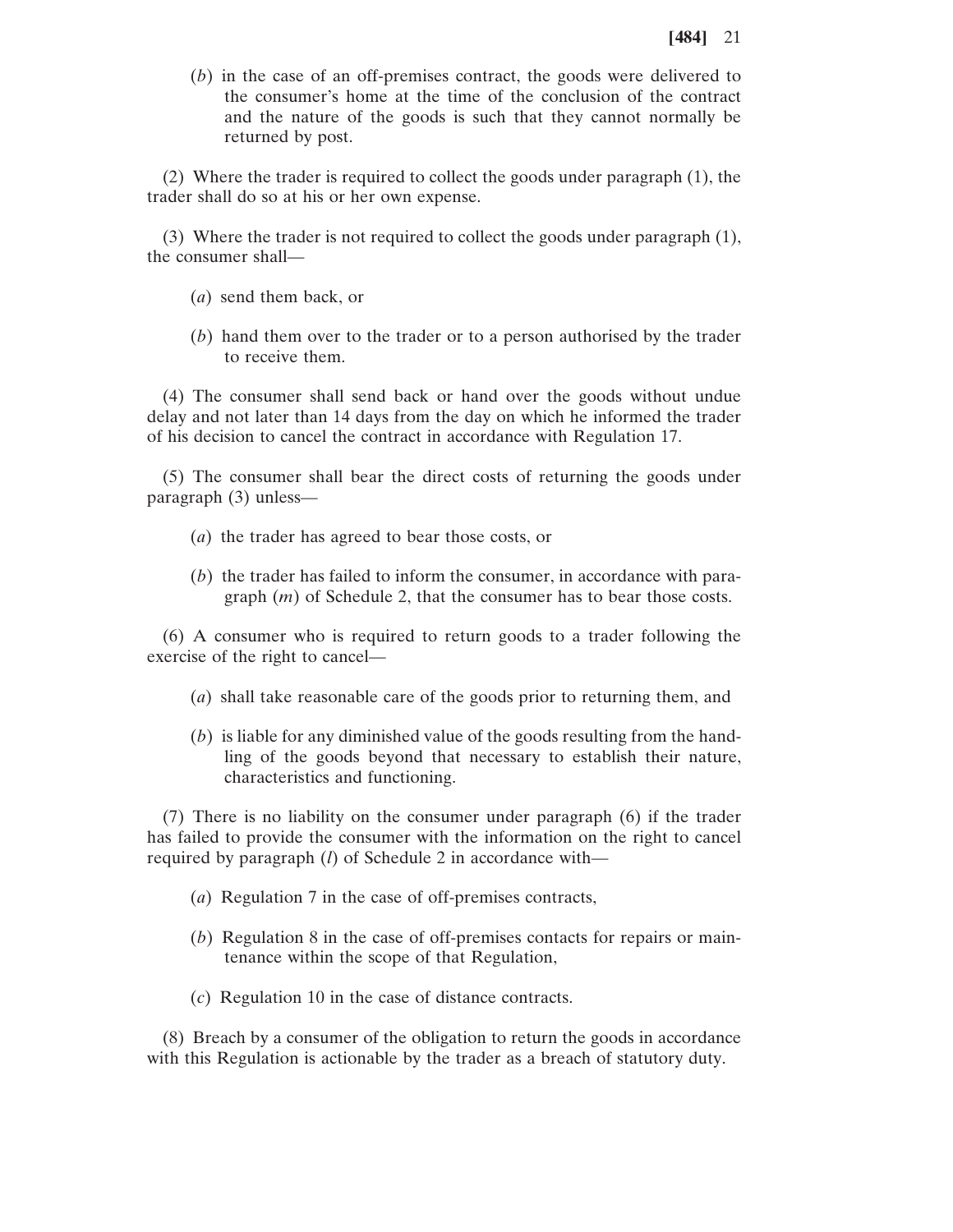(*b*) in the case of an off-premises contract, the goods were delivered to the consumer's home at the time of the conclusion of the contract and the nature of the goods is such that they cannot normally be returned by post.

(2) Where the trader is required to collect the goods under paragraph (1), the trader shall do so at his or her own expense.

(3) Where the trader is not required to collect the goods under paragraph (1), the consumer shall—

(*a*) send them back, or

(*b*) hand them over to the trader or to a person authorised by the trader to receive them.

(4) The consumer shall send back or hand over the goods without undue delay and not later than 14 days from the day on which he informed the trader of his decision to cancel the contract in accordance with Regulation 17.

(5) The consumer shall bear the direct costs of returning the goods under paragraph (3) unless—

(*a*) the trader has agreed to bear those costs, or

(*b*) the trader has failed to inform the consumer, in accordance with paragraph (*m*) of Schedule 2, that the consumer has to bear those costs.

(6) A consumer who is required to return goods to a trader following the exercise of the right to cancel—

(*a*) shall take reasonable care of the goods prior to returning them, and

(*b*) is liable for any diminished value of the goods resulting from the handling of the goods beyond that necessary to establish their nature, characteristics and functioning.

(7) There is no liability on the consumer under paragraph (6) if the trader has failed to provide the consumer with the information on the right to cancel required by paragraph (*l*) of Schedule 2 in accordance with—

(*a*) Regulation 7 in the case of off-premises contracts,

(*b*) Regulation 8 in the case of off-premises contacts for repairs or maintenance within the scope of that Regulation,

(*c*) Regulation 10 in the case of distance contracts.

(8) Breach by a consumer of the obligation to return the goods in accordance with this Regulation is actionable by the trader as a breach of statutory duty.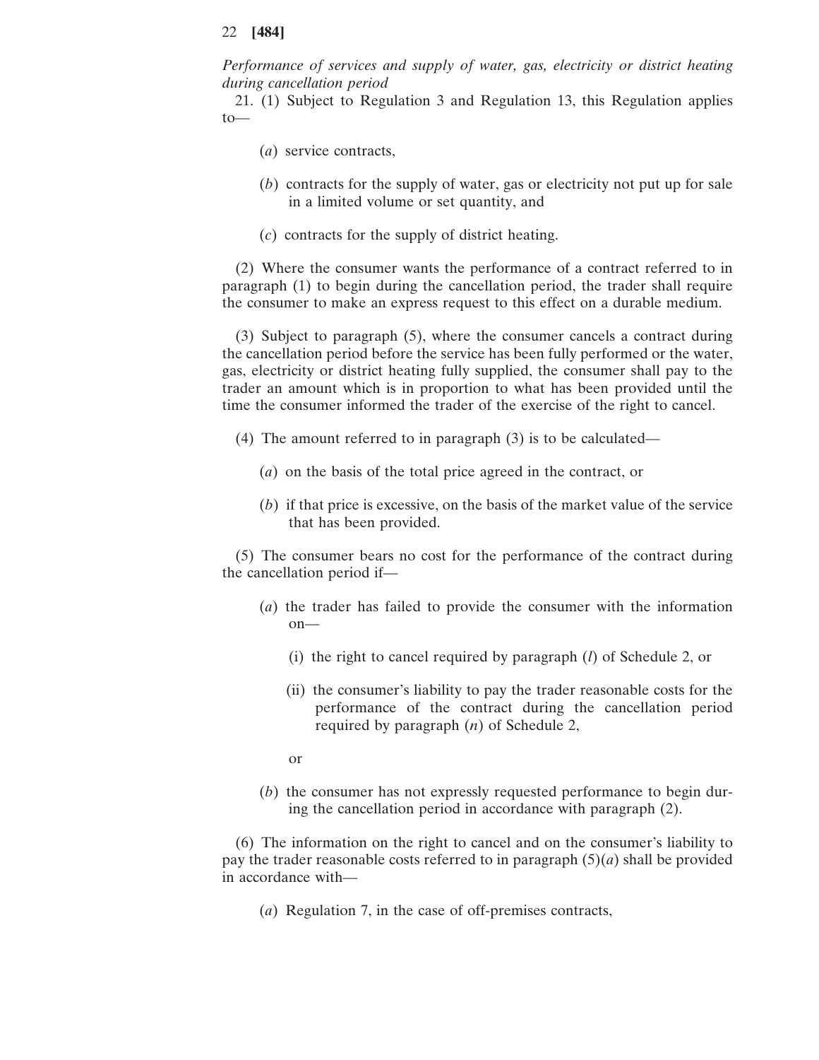*Performance of services and supply of water, gas, electricity or district heating during cancellation period*

21. (1) Subject to Regulation 3 and Regulation 13, this Regulation applies to—

(*a*) service contracts,

(*b*) contracts for the supply of water, gas or electricity not put up for sale in a limited volume or set quantity, and

(*c*) contracts for the supply of district heating.

(2) Where the consumer wants the performance of a contract referred to in paragraph (1) to begin during the cancellation period, the trader shall require the consumer to make an express request to this effect on a durable medium.

(3) Subject to paragraph (5), where the consumer cancels a contract during the cancellation period before the service has been fully performed or the water, gas, electricity or district heating fully supplied, the consumer shall pay to the trader an amount which is in proportion to what has been provided until the time the consumer informed the trader of the exercise of the right to cancel.

(4) The amount referred to in paragraph (3) is to be calculated—

(*a*) on the basis of the total price agreed in the contract, or

(*b*) if that price is excessive, on the basis of the market value of the service that has been provided.

(5) The consumer bears no cost for the performance of the contract during the cancellation period if—

(*a*) the trader has failed to provide the consumer with the information on—

(i) the right to cancel required by paragraph (*l*) of Schedule 2, or

(ii) the consumer's liability to pay the trader reasonable costs for the performance of the contract during the cancellation period required by paragraph (*n*) of Schedule 2,

or

(*b*) the consumer has not expressly requested performance to begin during the cancellation period in accordance with paragraph (2).

(6) The information on the right to cancel and on the consumer's liability to pay the trader reasonable costs referred to in paragraph (5)(*a*) shall be provided in accordance with—

(*a*) Regulation 7, in the case of off-premises contracts,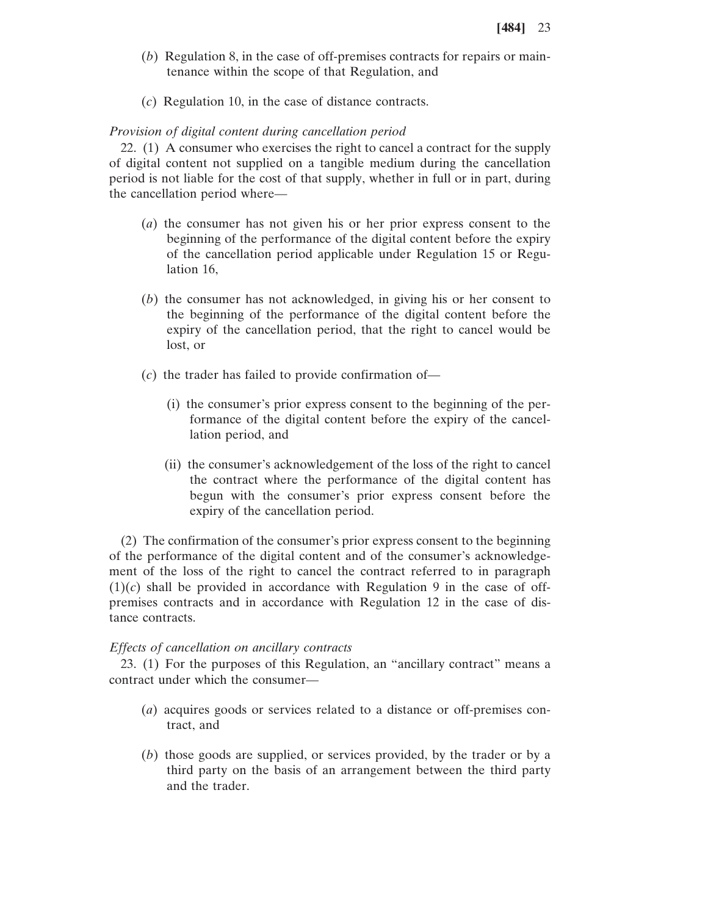(*b*) Regulation 8, in the case of off-premises contracts for repairs or maintenance within the scope of that Regulation, and

(*c*) Regulation 10, in the case of distance contracts.

*Provision of digital content during cancellation period*

22. (1) A consumer who exercises the right to cancel a contract for the supply of digital content not supplied on a tangible medium during the cancellation period is not liable for the cost of that supply, whether in full or in part, during the cancellation period where—

(*a*) the consumer has not given his or her prior express consent to the beginning of the performance of the digital content before the expiry of the cancellation period applicable under Regulation 15 or Regulation 16,

(*b*) the consumer has not acknowledged, in giving his or her consent to the beginning of the performance of the digital content before the expiry of the cancellation period, that the right to cancel would be lost, or

(*c*) the trader has failed to provide confirmation of—

(i) the consumer's prior express consent to the beginning of the performance of the digital content before the expiry of the cancellation period, and

(ii) the consumer's acknowledgement of the loss of the right to cancel the contract where the performance of the digital content has begun with the consumer's prior express consent before the expiry of the cancellation period.

(2) The confirmation of the consumer's prior express consent to the beginning of the performance of the digital content and of the consumer's acknowledgement of the loss of the right to cancel the contract referred to in paragraph (1)(*c*) shall be provided in accordance with Regulation 9 in the case of off-premises contracts and in accordance with Regulation 12 in the case of distance contracts.

*Effects of cancellation on ancillary contracts*

23. (1) For the purposes of this Regulation, an "ancillary contract" means a contract under which the consumer—

(*a*) acquires goods or services related to a distance or off-premises contract, and

(*b*) those goods are supplied, or services provided, by the trader or by a third party on the basis of an arrangement between the third party and the trader.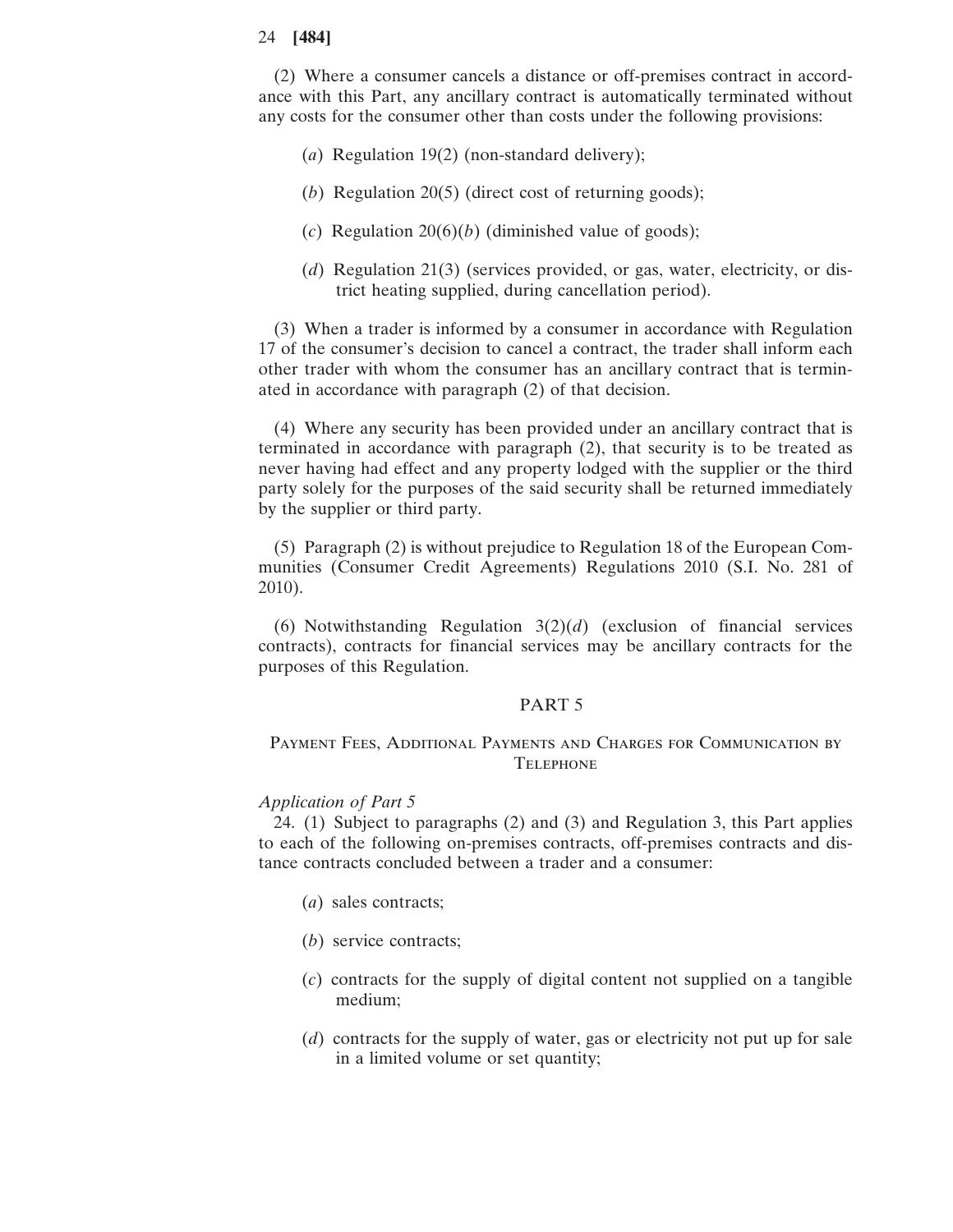(2) Where a consumer cancels a distance or off-premises contract in accordance with this Part, any ancillary contract is automatically terminated without any costs for the consumer other than costs under the following provisions:

(*a*) Regulation 19(2) (non-standard delivery);

(*b*) Regulation 20(5) (direct cost of returning goods);

(*c*) Regulation 20(6)(*b*) (diminished value of goods);

(*d*) Regulation 21(3) (services provided, or gas, water, electricity, or district heating supplied, during cancellation period).

(3) When a trader is informed by a consumer in accordance with Regulation 17 of the consumer's decision to cancel a contract, the trader shall inform each other trader with whom the consumer has an ancillary contract that is terminated in accordance with paragraph (2) of that decision.

(4) Where any security has been provided under an ancillary contract that is terminated in accordance with paragraph (2), that security is to be treated as never having had effect and any property lodged with the supplier or the third party solely for the purposes of the said security shall be returned immediately by the supplier or third party.

(5) Paragraph (2) is without prejudice to Regulation 18 of the European Communities (Consumer Credit Agreements) Regulations 2010 (S.I. No. 281 of 2010).

(6) Notwithstanding Regulation 3(2)(*d*) (exclusion of financial services contracts), contracts for financial services may be ancillary contracts for the purposes of this Regulation.

## PART 5

### Payment Fees, Additional Payments and Charges for Communication by Telephone

*Application of Part 5*

24. (1) Subject to paragraphs (2) and (3) and Regulation 3, this Part applies to each of the following on-premises contracts, off-premises contracts and distance contracts concluded between a trader and a consumer:

(*a*) sales contracts;

(*b*) service contracts;

(*c*) contracts for the supply of digital content not supplied on a tangible medium;

(*d*) contracts for the supply of water, gas or electricity not put up for sale in a limited volume or set quantity;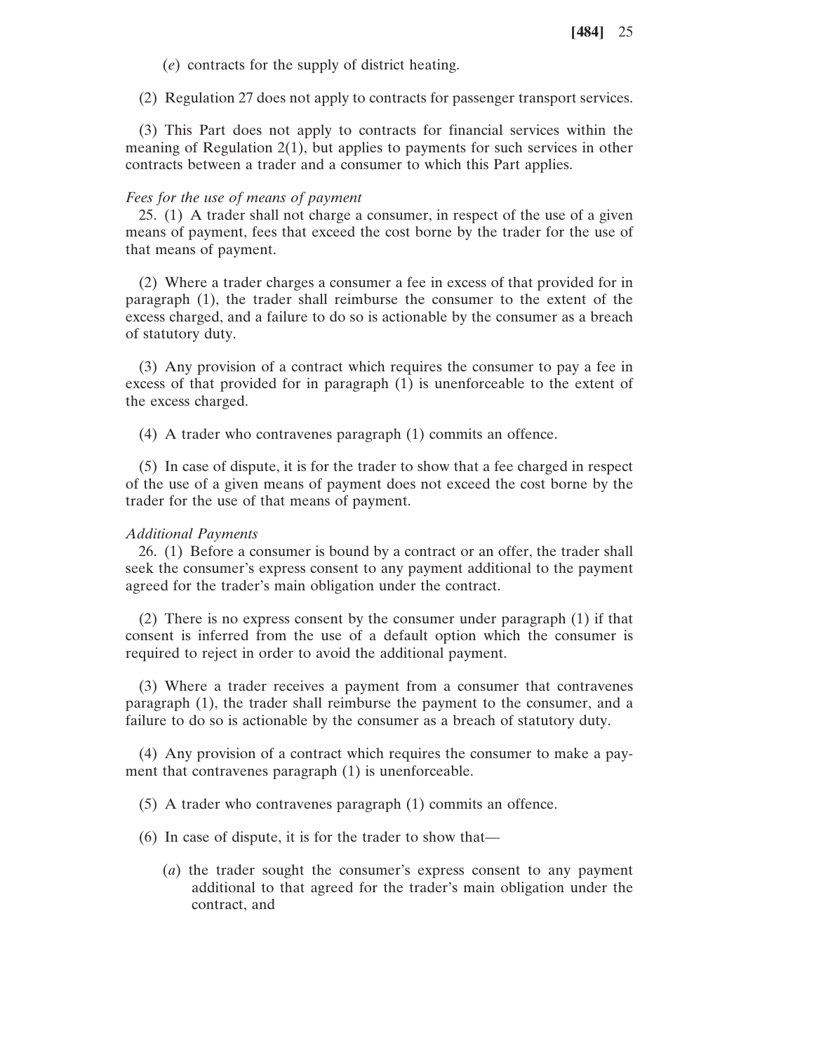(*e*) contracts for the supply of district heating.

(2) Regulation 27 does not apply to contracts for passenger transport services.

(3) This Part does not apply to contracts for financial services within the meaning of Regulation 2(1), but applies to payments for such services in other contracts between a trader and a consumer to which this Part applies.

*Fees for the use of means of payment*

25. (1) A trader shall not charge a consumer, in respect of the use of a given means of payment, fees that exceed the cost borne by the trader for the use of that means of payment.

(2) Where a trader charges a consumer a fee in excess of that provided for in paragraph (1), the trader shall reimburse the consumer to the extent of the excess charged, and a failure to do so is actionable by the consumer as a breach of statutory duty.

(3) Any provision of a contract which requires the consumer to pay a fee in excess of that provided for in paragraph (1) is unenforceable to the extent of the excess charged.

(4) A trader who contravenes paragraph (1) commits an offence.

(5) In case of dispute, it is for the trader to show that a fee charged in respect of the use of a given means of payment does not exceed the cost borne by the trader for the use of that means of payment.

*Additional Payments*

26. (1) Before a consumer is bound by a contract or an offer, the trader shall seek the consumer's express consent to any payment additional to the payment agreed for the trader's main obligation under the contract.

(2) There is no express consent by the consumer under paragraph (1) if that consent is inferred from the use of a default option which the consumer is required to reject in order to avoid the additional payment.

(3) Where a trader receives a payment from a consumer that contravenes paragraph (1), the trader shall reimburse the payment to the consumer, and a failure to do so is actionable by the consumer as a breach of statutory duty.

(4) Any provision of a contract which requires the consumer to make a payment that contravenes paragraph (1) is unenforceable.

(5) A trader who contravenes paragraph (1) commits an offence.

(6) In case of dispute, it is for the trader to show that—

(*a*) the trader sought the consumer's express consent to any payment additional to that agreed for the trader's main obligation under the contract, and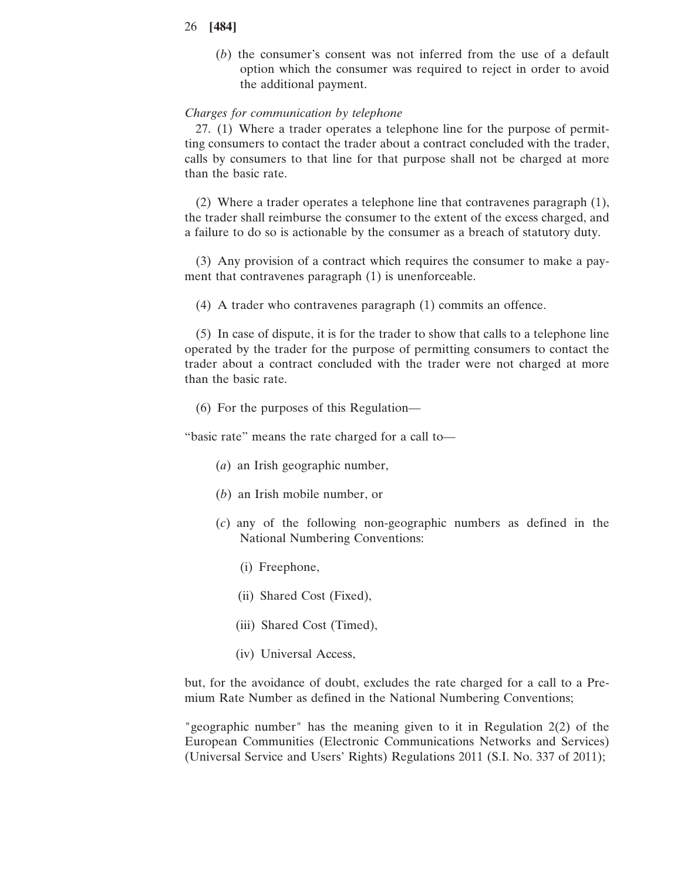(*b*) the consumer's consent was not inferred from the use of a default option which the consumer was required to reject in order to avoid the additional payment.

*Charges for communication by telephone*

27. (1) Where a trader operates a telephone line for the purpose of permitting consumers to contact the trader about a contract concluded with the trader, calls by consumers to that line for that purpose shall not be charged at more than the basic rate.

(2) Where a trader operates a telephone line that contravenes paragraph (1), the trader shall reimburse the consumer to the extent of the excess charged, and a failure to do so is actionable by the consumer as a breach of statutory duty.

(3) Any provision of a contract which requires the consumer to make a payment that contravenes paragraph (1) is unenforceable.

(4) A trader who contravenes paragraph (1) commits an offence.

(5) In case of dispute, it is for the trader to show that calls to a telephone line operated by the trader for the purpose of permitting consumers to contact the trader about a contract concluded with the trader were not charged at more than the basic rate.

(6) For the purposes of this Regulation—

"basic rate" means the rate charged for a call to—

(*a*) an Irish geographic number,

(*b*) an Irish mobile number, or

(*c*) any of the following non-geographic numbers as defined in the National Numbering Conventions:

(i) Freephone,

(ii) Shared Cost (Fixed),

(iii) Shared Cost (Timed),

(iv) Universal Access,

but, for the avoidance of doubt, excludes the rate charged for a call to a Premium Rate Number as defined in the National Numbering Conventions;

"geographic number" has the meaning given to it in Regulation 2(2) of the European Communities (Electronic Communications Networks and Services) (Universal Service and Users' Rights) Regulations 2011 (S.I. No. 337 of 2011);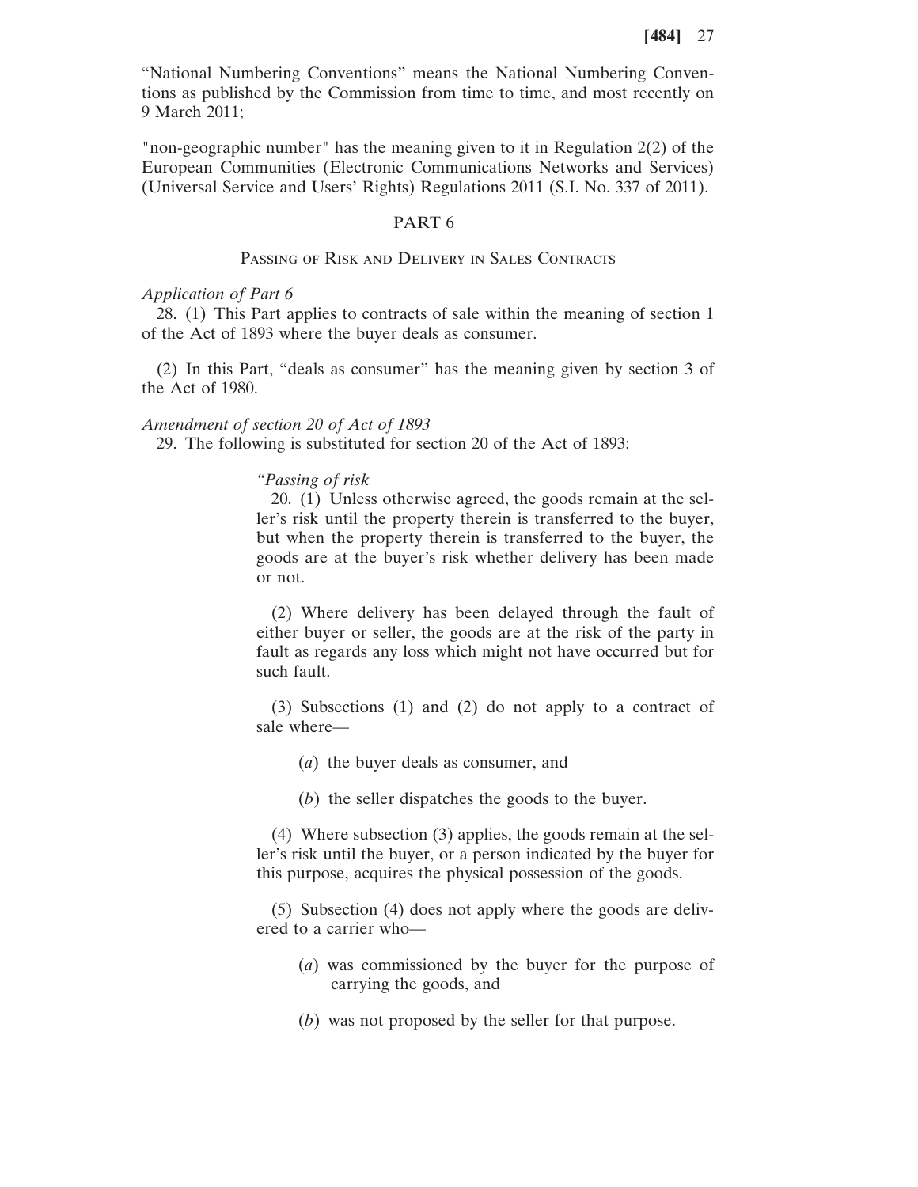"National Numbering Conventions" means the National Numbering Conventions as published by the Commission from time to time, and most recently on 9 March 2011;

"non-geographic number" has the meaning given to it in Regulation 2(2) of the European Communities (Electronic Communications Networks and Services) (Universal Service and Users' Rights) Regulations 2011 (S.I. No. 337 of 2011).

## PART 6

### Passing of Risk and Delivery in Sales Contracts

*Application of Part 6*

28. (1) This Part applies to contracts of sale within the meaning of section 1 of the Act of 1893 where the buyer deals as consumer.

(2) In this Part, "deals as consumer" has the meaning given by section 3 of the Act of 1980.

*Amendment of section 20 of Act of 1893*

29. The following is substituted for section 20 of the Act of 1893:

> *"Passing of risk*
>
> 20. (1) Unless otherwise agreed, the goods remain at the seller's risk until the property therein is transferred to the buyer, but when the property therein is transferred to the buyer, the goods are at the buyer's risk whether delivery has been made or not.
>
> (2) Where delivery has been delayed through the fault of either buyer or seller, the goods are at the risk of the party in fault as regards any loss which might not have occurred but for such fault.
>
> (3) Subsections (1) and (2) do not apply to a contract of sale where—
>
> (*a*) the buyer deals as consumer, and
>
> (*b*) the seller dispatches the goods to the buyer.
>
> (4) Where subsection (3) applies, the goods remain at the seller's risk until the buyer, or a person indicated by the buyer for this purpose, acquires the physical possession of the goods.
>
> (5) Subsection (4) does not apply where the goods are delivered to a carrier who—
>
> (*a*) was commissioned by the buyer for the purpose of carrying the goods, and
>
> (*b*) was not proposed by the seller for that purpose.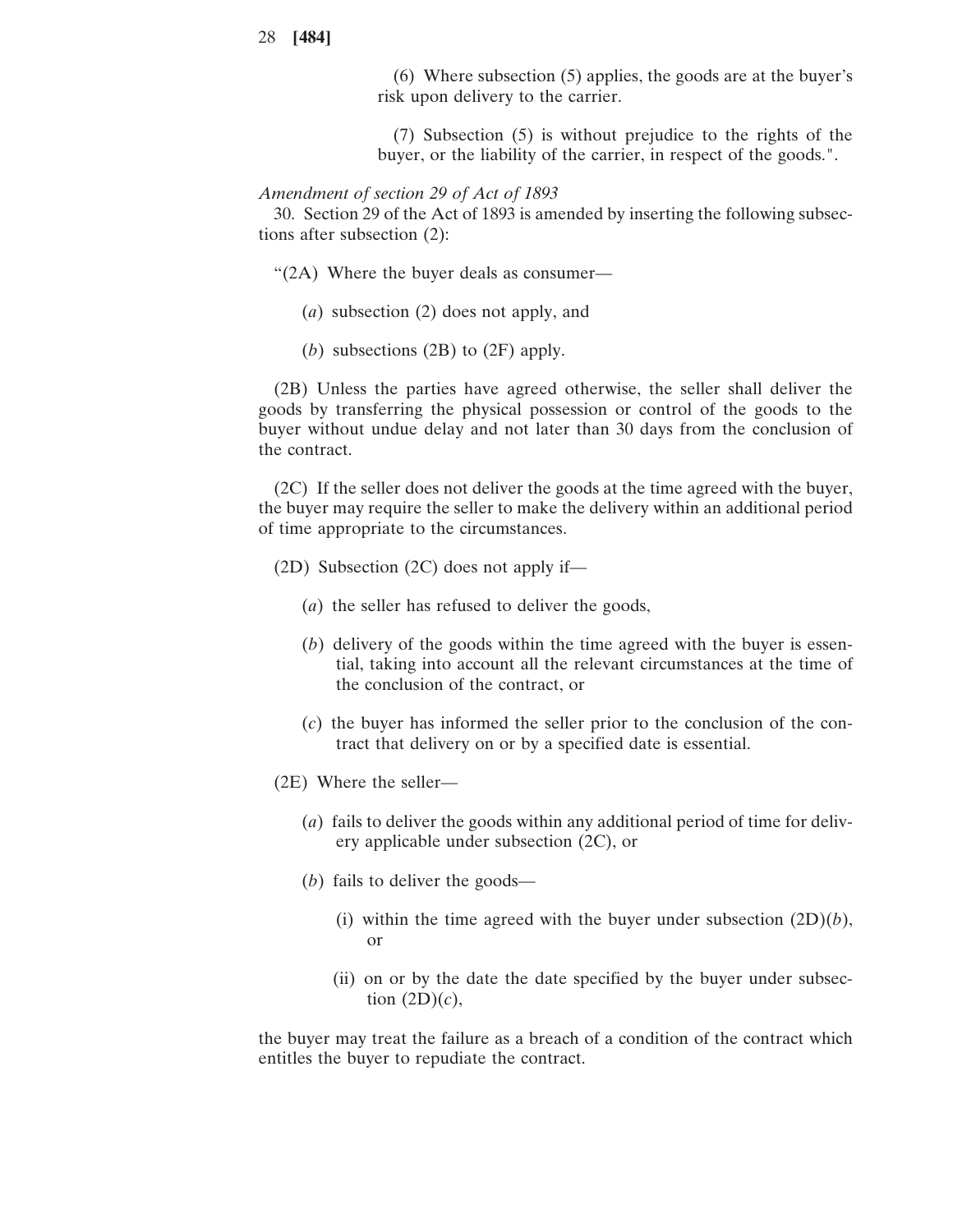(6) Where subsection (5) applies, the goods are at the buyer's risk upon delivery to the carrier.

(7) Subsection (5) is without prejudice to the rights of the buyer, or the liability of the carrier, in respect of the goods.".

*Amendment of section 29 of Act of 1893*

30. Section 29 of the Act of 1893 is amended by inserting the following subsections after subsection (2):

"(2A) Where the buyer deals as consumer—

(*a*) subsection (2) does not apply, and

(*b*) subsections (2B) to (2F) apply.

(2B) Unless the parties have agreed otherwise, the seller shall deliver the goods by transferring the physical possession or control of the goods to the buyer without undue delay and not later than 30 days from the conclusion of the contract.

(2C) If the seller does not deliver the goods at the time agreed with the buyer, the buyer may require the seller to make the delivery within an additional period of time appropriate to the circumstances.

(2D) Subsection (2C) does not apply if—

(*a*) the seller has refused to deliver the goods,

(*b*) delivery of the goods within the time agreed with the buyer is essential, taking into account all the relevant circumstances at the time of the conclusion of the contract, or

(*c*) the buyer has informed the seller prior to the conclusion of the contract that delivery on or by a specified date is essential.

(2E) Where the seller—

(*a*) fails to deliver the goods within any additional period of time for delivery applicable under subsection (2C), or

(*b*) fails to deliver the goods—

(i) within the time agreed with the buyer under subsection (2D)(*b*), or

(ii) on or by the date the date specified by the buyer under subsection (2D)(*c*),

the buyer may treat the failure as a breach of a condition of the contract which entitles the buyer to repudiate the contract.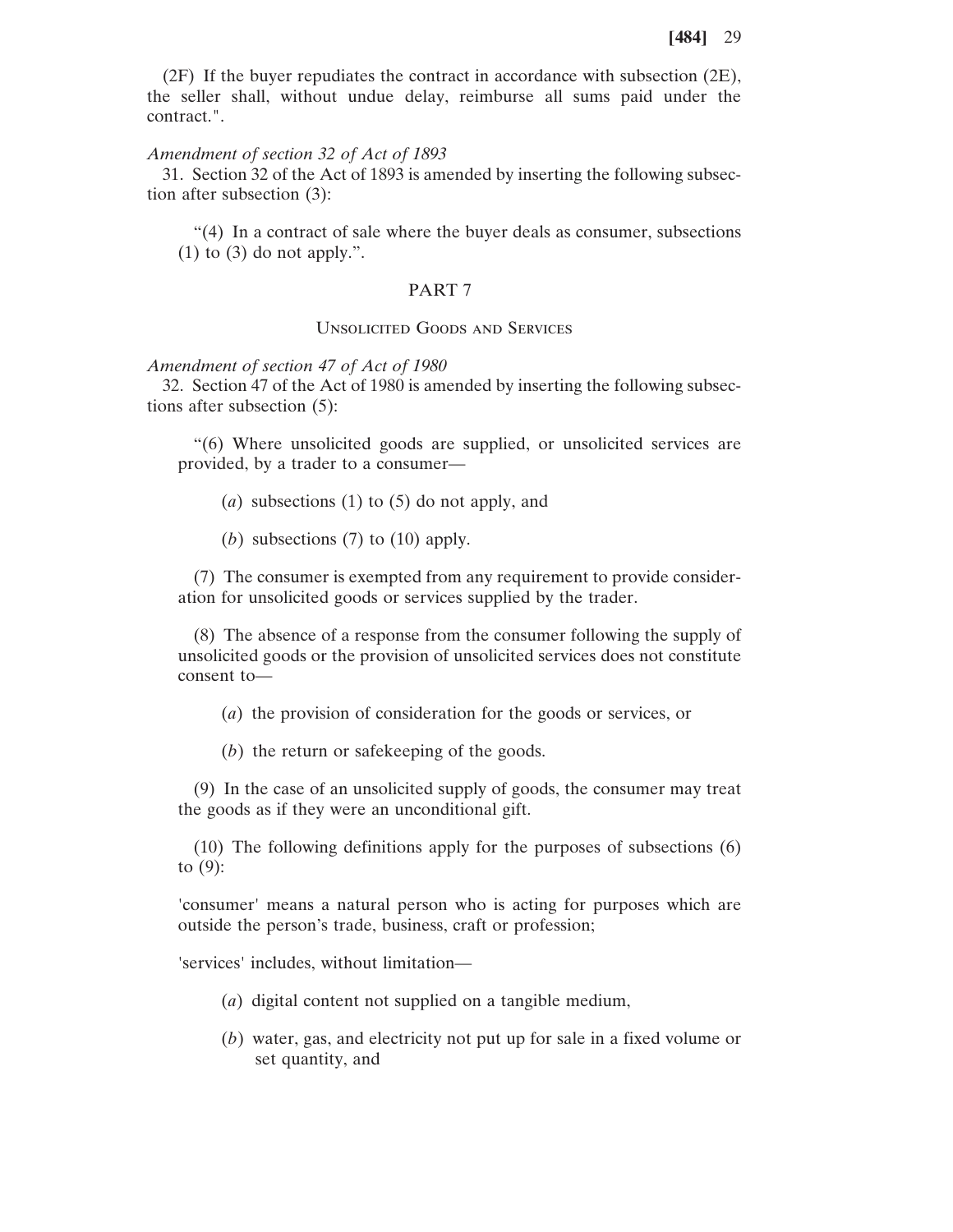(2F) If the buyer repudiates the contract in accordance with subsection (2E), the seller shall, without undue delay, reimburse all sums paid under the contract.".

*Amendment of section 32 of Act of 1893*

31. Section 32 of the Act of 1893 is amended by inserting the following subsection after subsection (3):

> "(4) In a contract of sale where the buyer deals as consumer, subsections (1) to (3) do not apply.".

## PART 7

### Unsolicited Goods and Services

*Amendment of section 47 of Act of 1980*

32. Section 47 of the Act of 1980 is amended by inserting the following subsections after subsection (5):

> "(6) Where unsolicited goods are supplied, or unsolicited services are provided, by a trader to a consumer—
>
> (*a*) subsections (1) to (5) do not apply, and
>
> (*b*) subsections (7) to (10) apply.
>
> (7) The consumer is exempted from any requirement to provide consideration for unsolicited goods or services supplied by the trader.
>
> (8) The absence of a response from the consumer following the supply of unsolicited goods or the provision of unsolicited services does not constitute consent to—
>
> (*a*) the provision of consideration for the goods or services, or
>
> (*b*) the return or safekeeping of the goods.
>
> (9) In the case of an unsolicited supply of goods, the consumer may treat the goods as if they were an unconditional gift.
>
> (10) The following definitions apply for the purposes of subsections (6) to (9):
>
> 'consumer' means a natural person who is acting for purposes which are outside the person's trade, business, craft or profession;
>
> 'services' includes, without limitation—
>
> (*a*) digital content not supplied on a tangible medium,
>
> (*b*) water, gas, and electricity not put up for sale in a fixed volume or set quantity, and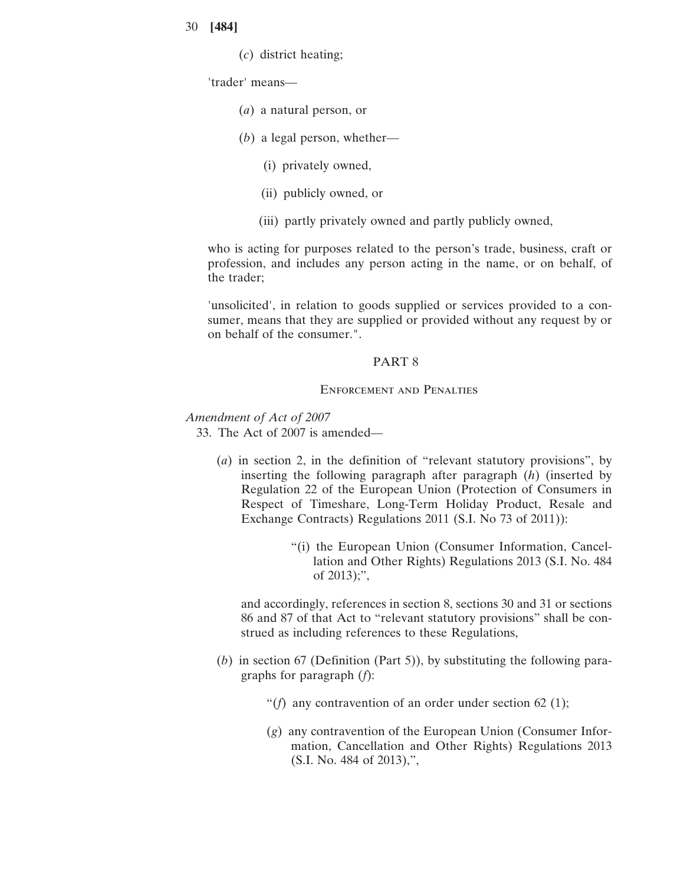(*c*) district heating;

'trader' means—

(*a*) a natural person, or

(*b*) a legal person, whether—

(i) privately owned,

(ii) publicly owned, or

(iii) partly privately owned and partly publicly owned,

who is acting for purposes related to the person's trade, business, craft or profession, and includes any person acting in the name, or on behalf, of the trader;

'unsolicited', in relation to goods supplied or services provided to a consumer, means that they are supplied or provided without any request by or on behalf of the consumer.".

## PART 8

### Enforcement and Penalties

*Amendment of Act of 2007*

33. The Act of 2007 is amended—

(*a*) in section 2, in the definition of "relevant statutory provisions", by inserting the following paragraph after paragraph (*h*) (inserted by Regulation 22 of the European Union (Protection of Consumers in Respect of Timeshare, Long-Term Holiday Product, Resale and Exchange Contracts) Regulations 2011 (S.I. No 73 of 2011)):

> "(i) the European Union (Consumer Information, Cancellation and Other Rights) Regulations 2013 (S.I. No. 484 of 2013);",

and accordingly, references in section 8, sections 30 and 31 or sections 86 and 87 of that Act to "relevant statutory provisions" shall be construed as including references to these Regulations,

(*b*) in section 67 (Definition (Part 5)), by substituting the following paragraphs for paragraph (*f*):

> "(*f*) any contravention of an order under section 62 (1);
>
> (*g*) any contravention of the European Union (Consumer Information, Cancellation and Other Rights) Regulations 2013 (S.I. No. 484 of 2013),",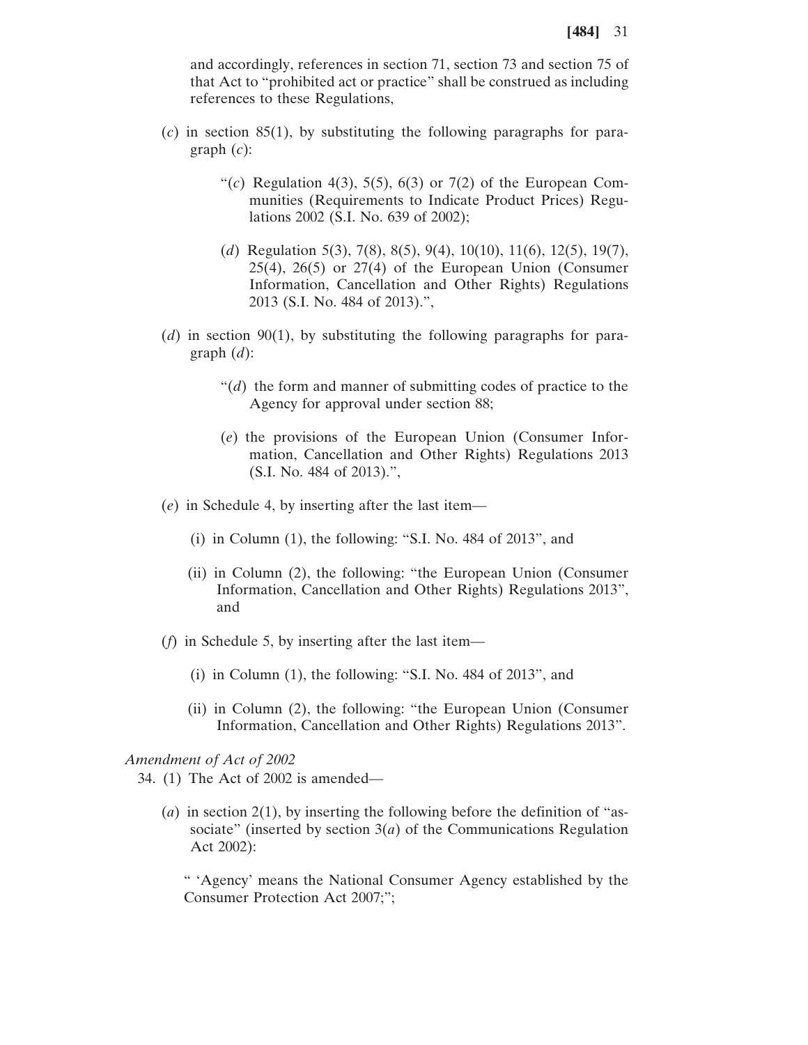and accordingly, references in section 71, section 73 and section 75 of that Act to "prohibited act or practice" shall be construed as including references to these Regulations,

(*c*) in section 85(1), by substituting the following paragraphs for paragraph (*c*):

> "(*c*) Regulation 4(3), 5(5), 6(3) or 7(2) of the European Communities (Requirements to Indicate Product Prices) Regulations 2002 (S.I. No. 639 of 2002);
>
> (*d*) Regulation 5(3), 7(8), 8(5), 9(4), 10(10), 11(6), 12(5), 19(7), 25(4), 26(5) or 27(4) of the European Union (Consumer Information, Cancellation and Other Rights) Regulations 2013 (S.I. No. 484 of 2013).",

(*d*) in section 90(1), by substituting the following paragraphs for paragraph (*d*):

> "(*d*) the form and manner of submitting codes of practice to the Agency for approval under section 88;
>
> (*e*) the provisions of the European Union (Consumer Information, Cancellation and Other Rights) Regulations 2013 (S.I. No. 484 of 2013).",

(*e*) in Schedule 4, by inserting after the last item—

(i) in Column (1), the following: "S.I. No. 484 of 2013", and

(ii) in Column (2), the following: "the European Union (Consumer Information, Cancellation and Other Rights) Regulations 2013", and

(*f*) in Schedule 5, by inserting after the last item—

(i) in Column (1), the following: "S.I. No. 484 of 2013", and

(ii) in Column (2), the following: "the European Union (Consumer Information, Cancellation and Other Rights) Regulations 2013".

*Amendment of Act of 2002*

34. (1) The Act of 2002 is amended—

(*a*) in section 2(1), by inserting the following before the definition of "associate" (inserted by section 3(*a*) of the Communications Regulation Act 2002):

> " 'Agency' means the National Consumer Agency established by the Consumer Protection Act 2007;";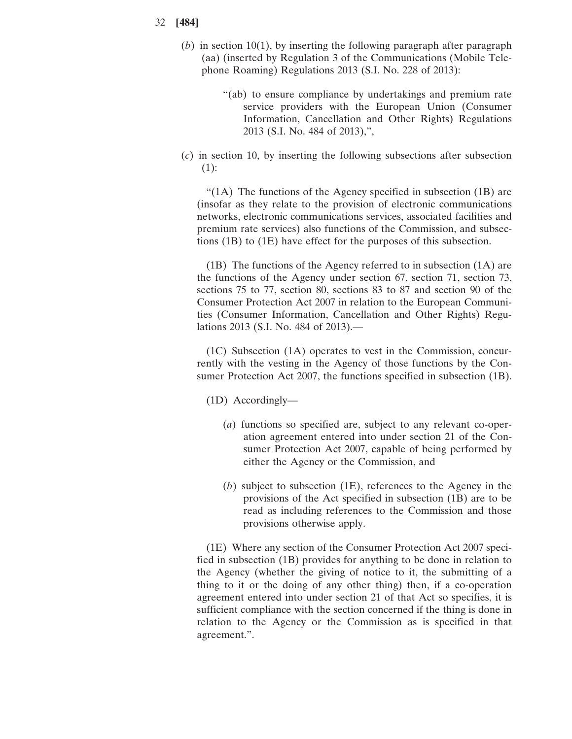(*b*) in section 10(1), by inserting the following paragraph after paragraph (aa) (inserted by Regulation 3 of the Communications (Mobile Telephone Roaming) Regulations 2013 (S.I. No. 228 of 2013):

> "(ab) to ensure compliance by undertakings and premium rate service providers with the European Union (Consumer Information, Cancellation and Other Rights) Regulations 2013 (S.I. No. 484 of 2013),",

(*c*) in section 10, by inserting the following subsections after subsection (1):

> "(1A) The functions of the Agency specified in subsection (1B) are (insofar as they relate to the provision of electronic communications networks, electronic communications services, associated facilities and premium rate services) also functions of the Commission, and subsections (1B) to (1E) have effect for the purposes of this subsection.
>
> (1B) The functions of the Agency referred to in subsection (1A) are the functions of the Agency under section 67, section 71, section 73, sections 75 to 77, section 80, sections 83 to 87 and section 90 of the Consumer Protection Act 2007 in relation to the European Communities (Consumer Information, Cancellation and Other Rights) Regulations 2013 (S.I. No. 484 of 2013).—
>
> (1C) Subsection (1A) operates to vest in the Commission, concurrently with the vesting in the Agency of those functions by the Consumer Protection Act 2007, the functions specified in subsection (1B).
>
> (1D) Accordingly—
>
> (*a*) functions so specified are, subject to any relevant co-operation agreement entered into under section 21 of the Consumer Protection Act 2007, capable of being performed by either the Agency or the Commission, and
>
> (*b*) subject to subsection (1E), references to the Agency in the provisions of the Act specified in subsection (1B) are to be read as including references to the Commission and those provisions otherwise apply.
>
> (1E) Where any section of the Consumer Protection Act 2007 specified in subsection (1B) provides for anything to be done in relation to the Agency (whether the giving of notice to it, the submitting of a thing to it or the doing of any other thing) then, if a co-operation agreement entered into under section 21 of that Act so specifies, it is sufficient compliance with the section concerned if the thing is done in relation to the Agency or the Commission as is specified in that agreement.".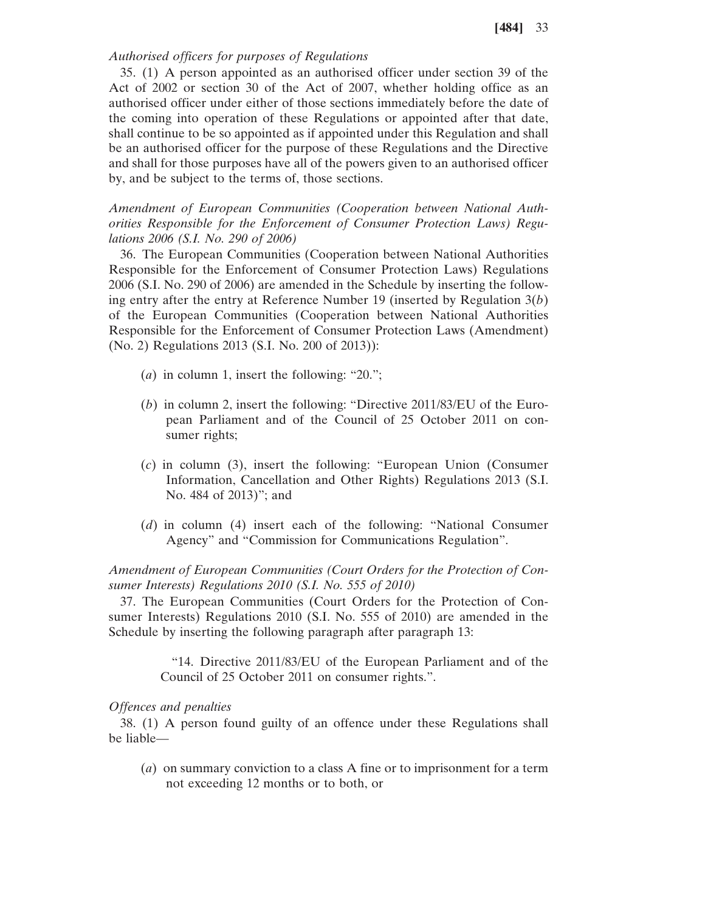*Authorised officers for purposes of Regulations*

35. (1) A person appointed as an authorised officer under section 39 of the Act of 2002 or section 30 of the Act of 2007, whether holding office as an authorised officer under either of those sections immediately before the date of the coming into operation of these Regulations or appointed after that date, shall continue to be so appointed as if appointed under this Regulation and shall be an authorised officer for the purpose of these Regulations and the Directive and shall for those purposes have all of the powers given to an authorised officer by, and be subject to the terms of, those sections.

*Amendment of European Communities (Cooperation between National Authorities Responsible for the Enforcement of Consumer Protection Laws) Regulations 2006 (S.I. No. 290 of 2006)*

36. The European Communities (Cooperation between National Authorities Responsible for the Enforcement of Consumer Protection Laws) Regulations 2006 (S.I. No. 290 of 2006) are amended in the Schedule by inserting the following entry after the entry at Reference Number 19 (inserted by Regulation 3(*b*) of the European Communities (Cooperation between National Authorities Responsible for the Enforcement of Consumer Protection Laws (Amendment) (No. 2) Regulations 2013 (S.I. No. 200 of 2013)):

(*a*) in column 1, insert the following: "20.";

(*b*) in column 2, insert the following: "Directive 2011/83/EU of the European Parliament and of the Council of 25 October 2011 on consumer rights;

(*c*) in column (3), insert the following: "European Union (Consumer Information, Cancellation and Other Rights) Regulations 2013 (S.I. No. 484 of 2013)"; and

(*d*) in column (4) insert each of the following: "National Consumer Agency" and "Commission for Communications Regulation".

*Amendment of European Communities (Court Orders for the Protection of Consumer Interests) Regulations 2010 (S.I. No. 555 of 2010)*

37. The European Communities (Court Orders for the Protection of Consumer Interests) Regulations 2010 (S.I. No. 555 of 2010) are amended in the Schedule by inserting the following paragraph after paragraph 13:

"14. Directive 2011/83/EU of the European Parliament and of the Council of 25 October 2011 on consumer rights.".

*Offences and penalties*

38. (1) A person found guilty of an offence under these Regulations shall be liable—

(*a*) on summary conviction to a class A fine or to imprisonment for a term not exceeding 12 months or to both, or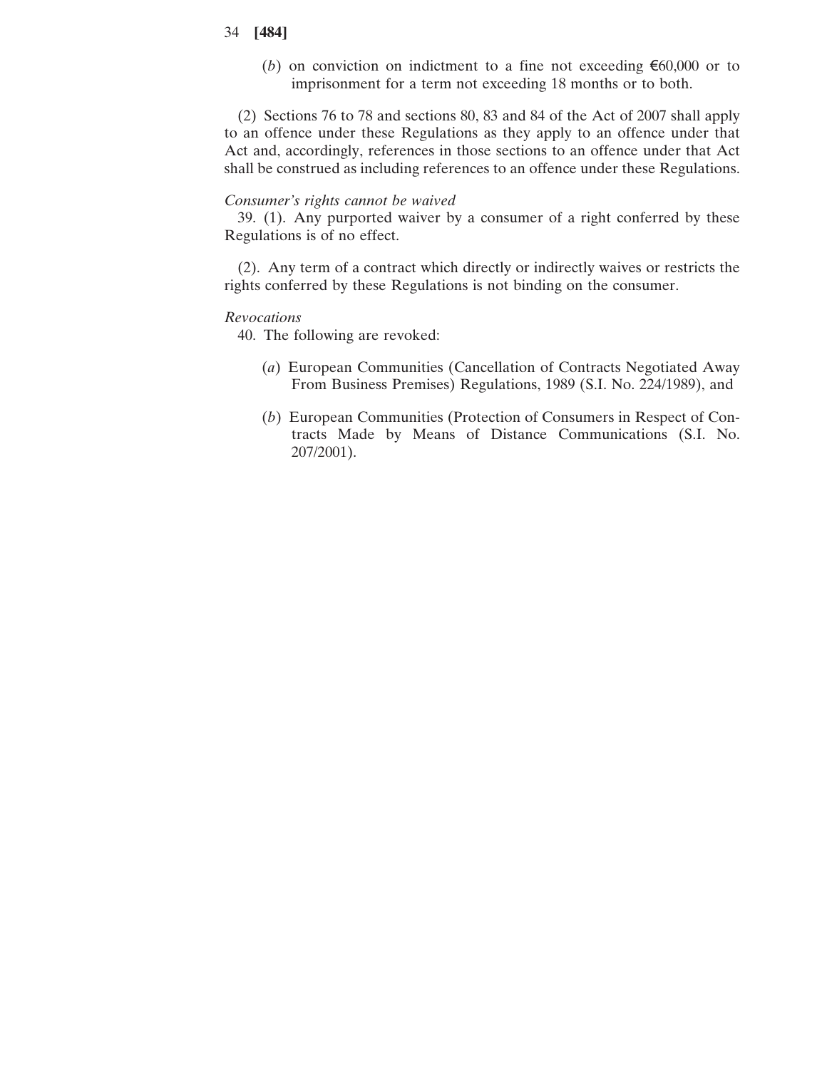(*b*) on conviction on indictment to a fine not exceeding €60,000 or to imprisonment for a term not exceeding 18 months or to both.

(2) Sections 76 to 78 and sections 80, 83 and 84 of the Act of 2007 shall apply to an offence under these Regulations as they apply to an offence under that Act and, accordingly, references in those sections to an offence under that Act shall be construed as including references to an offence under these Regulations.

*Consumer's rights cannot be waived*

39. (1). Any purported waiver by a consumer of a right conferred by these Regulations is of no effect.

(2). Any term of a contract which directly or indirectly waives or restricts the rights conferred by these Regulations is not binding on the consumer.

*Revocations*

40. The following are revoked:

(*a*) European Communities (Cancellation of Contracts Negotiated Away From Business Premises) Regulations, 1989 (S.I. No. 224/1989), and

(*b*) European Communities (Protection of Consumers in Respect of Contracts Made by Means of Distance Communications (S.I. No. 207/2001).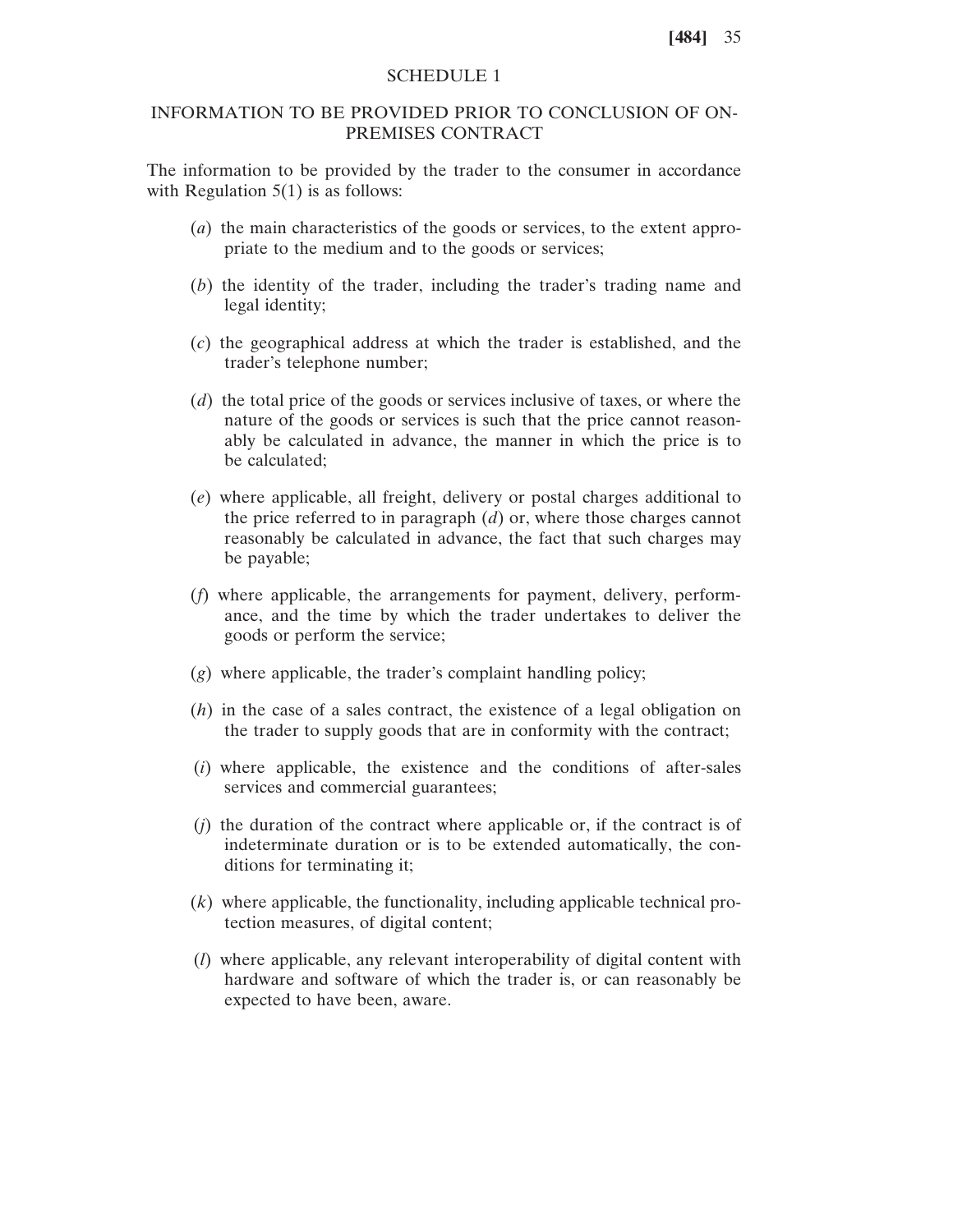## SCHEDULE 1

## INFORMATION TO BE PROVIDED PRIOR TO CONCLUSION OF ON-PREMISES CONTRACT

The information to be provided by the trader to the consumer in accordance with Regulation 5(1) is as follows:

(*a*) the main characteristics of the goods or services, to the extent appropriate to the medium and to the goods or services;

(*b*) the identity of the trader, including the trader's trading name and legal identity;

(*c*) the geographical address at which the trader is established, and the trader's telephone number;

(*d*) the total price of the goods or services inclusive of taxes, or where the nature of the goods or services is such that the price cannot reasonably be calculated in advance, the manner in which the price is to be calculated;

(*e*) where applicable, all freight, delivery or postal charges additional to the price referred to in paragraph (*d*) or, where those charges cannot reasonably be calculated in advance, the fact that such charges may be payable;

(*f*) where applicable, the arrangements for payment, delivery, performance, and the time by which the trader undertakes to deliver the goods or perform the service;

(*g*) where applicable, the trader's complaint handling policy;

(*h*) in the case of a sales contract, the existence of a legal obligation on the trader to supply goods that are in conformity with the contract;

(*i*) where applicable, the existence and the conditions of after-sales services and commercial guarantees;

(*j*) the duration of the contract where applicable or, if the contract is of indeterminate duration or is to be extended automatically, the conditions for terminating it;

(*k*) where applicable, the functionality, including applicable technical protection measures, of digital content;

(*l*) where applicable, any relevant interoperability of digital content with hardware and software of which the trader is, or can reasonably be expected to have been, aware.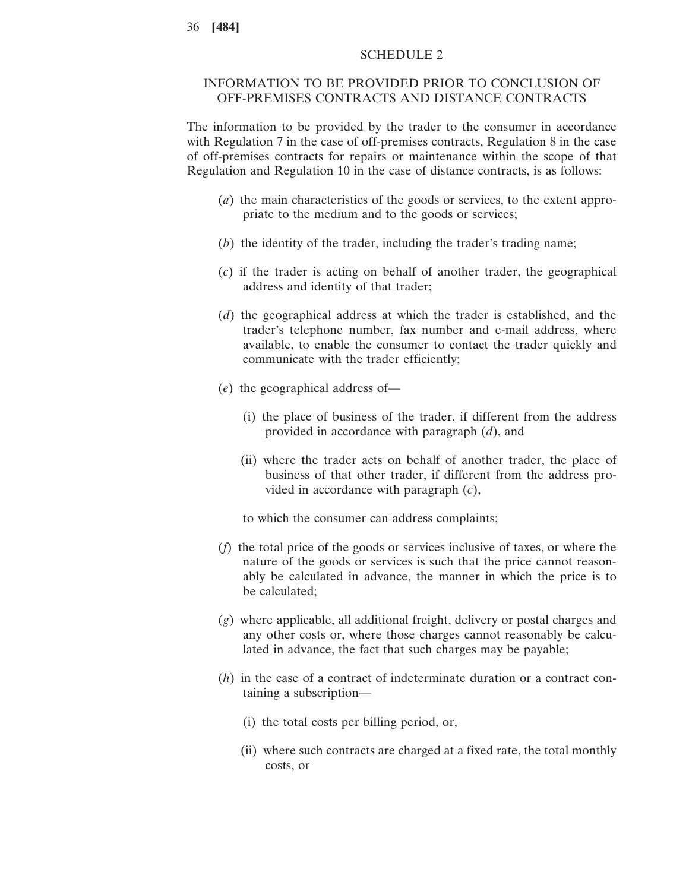## SCHEDULE 2

## INFORMATION TO BE PROVIDED PRIOR TO CONCLUSION OF OFF-PREMISES CONTRACTS AND DISTANCE CONTRACTS

The information to be provided by the trader to the consumer in accordance with Regulation 7 in the case of off-premises contracts, Regulation 8 in the case of off-premises contracts for repairs or maintenance within the scope of that Regulation and Regulation 10 in the case of distance contracts, is as follows:

(*a*) the main characteristics of the goods or services, to the extent appropriate to the medium and to the goods or services;

(*b*) the identity of the trader, including the trader's trading name;

(*c*) if the trader is acting on behalf of another trader, the geographical address and identity of that trader;

(*d*) the geographical address at which the trader is established, and the trader's telephone number, fax number and e-mail address, where available, to enable the consumer to contact the trader quickly and communicate with the trader efficiently;

(*e*) the geographical address of—

(i) the place of business of the trader, if different from the address provided in accordance with paragraph (*d*), and

(ii) where the trader acts on behalf of another trader, the place of business of that other trader, if different from the address provided in accordance with paragraph (*c*),

to which the consumer can address complaints;

(*f*) the total price of the goods or services inclusive of taxes, or where the nature of the goods or services is such that the price cannot reasonably be calculated in advance, the manner in which the price is to be calculated;

(*g*) where applicable, all additional freight, delivery or postal charges and any other costs or, where those charges cannot reasonably be calculated in advance, the fact that such charges may be payable;

(*h*) in the case of a contract of indeterminate duration or a contract containing a subscription—

(i) the total costs per billing period, or,

(ii) where such contracts are charged at a fixed rate, the total monthly costs, or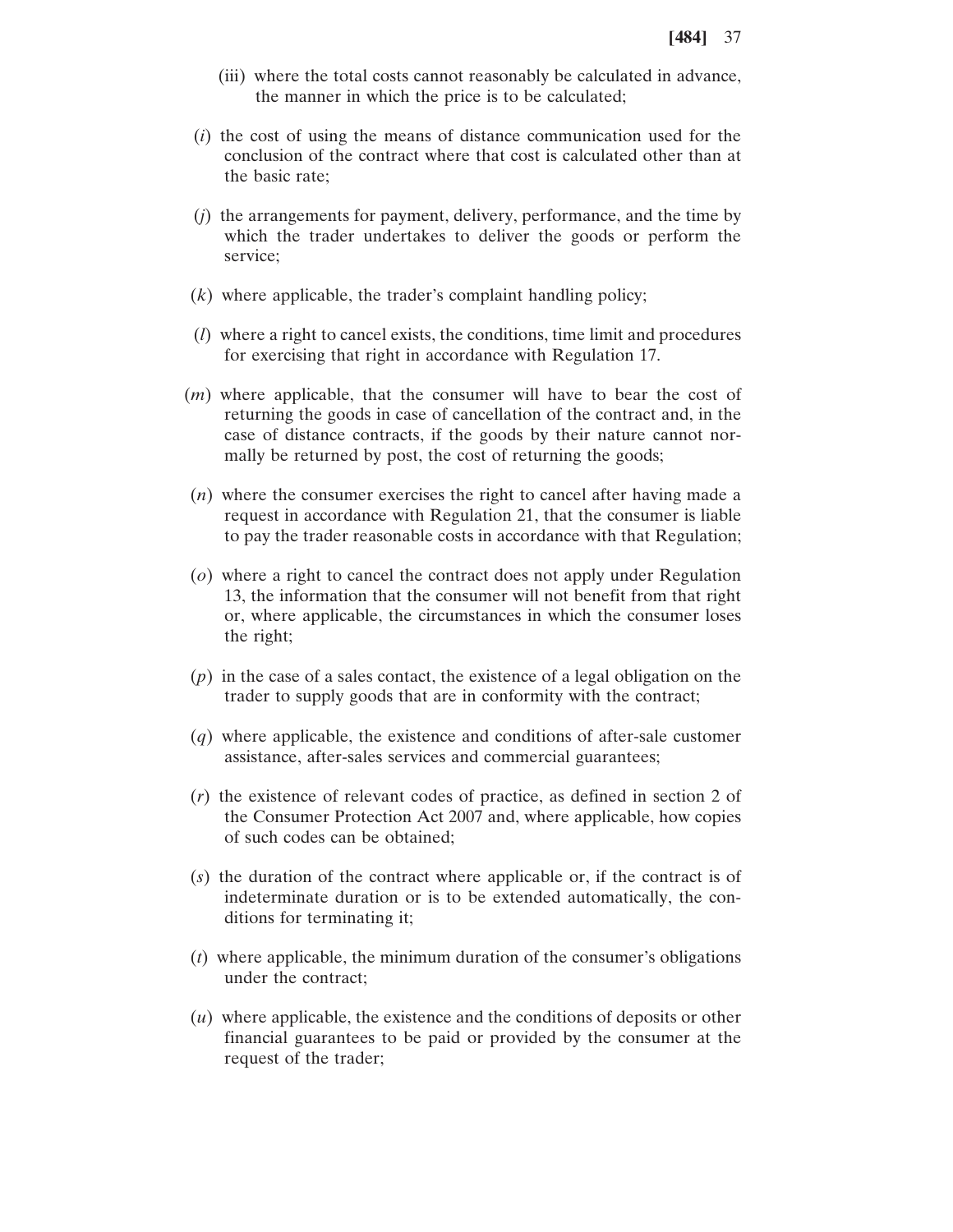(iii) where the total costs cannot reasonably be calculated in advance, the manner in which the price is to be calculated;

(*i*) the cost of using the means of distance communication used for the conclusion of the contract where that cost is calculated other than at the basic rate;

(*j*) the arrangements for payment, delivery, performance, and the time by which the trader undertakes to deliver the goods or perform the service;

(*k*) where applicable, the trader's complaint handling policy;

(*l*) where a right to cancel exists, the conditions, time limit and procedures for exercising that right in accordance with Regulation 17.

(*m*) where applicable, that the consumer will have to bear the cost of returning the goods in case of cancellation of the contract and, in the case of distance contracts, if the goods by their nature cannot normally be returned by post, the cost of returning the goods;

(*n*) where the consumer exercises the right to cancel after having made a request in accordance with Regulation 21, that the consumer is liable to pay the trader reasonable costs in accordance with that Regulation;

(*o*) where a right to cancel the contract does not apply under Regulation 13, the information that the consumer will not benefit from that right or, where applicable, the circumstances in which the consumer loses the right;

(*p*) in the case of a sales contact, the existence of a legal obligation on the trader to supply goods that are in conformity with the contract;

(*q*) where applicable, the existence and conditions of after-sale customer assistance, after-sales services and commercial guarantees;

(*r*) the existence of relevant codes of practice, as defined in section 2 of the Consumer Protection Act 2007 and, where applicable, how copies of such codes can be obtained;

(*s*) the duration of the contract where applicable or, if the contract is of indeterminate duration or is to be extended automatically, the conditions for terminating it;

(*t*) where applicable, the minimum duration of the consumer's obligations under the contract;

(*u*) where applicable, the existence and the conditions of deposits or other financial guarantees to be paid or provided by the consumer at the request of the trader;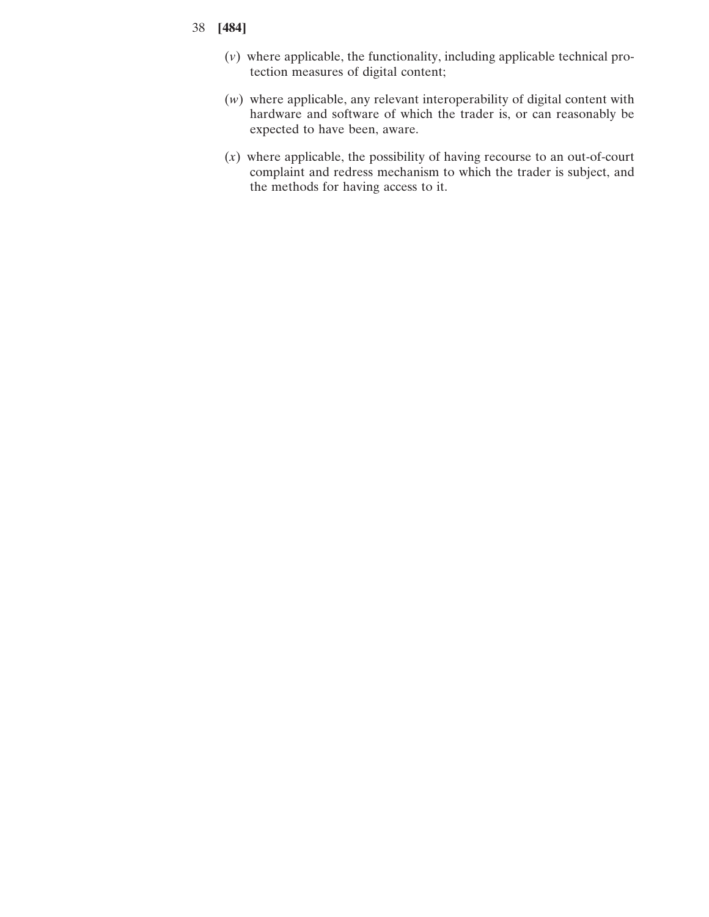(*v*) where applicable, the functionality, including applicable technical protection measures of digital content;

(*w*) where applicable, any relevant interoperability of digital content with hardware and software of which the trader is, or can reasonably be expected to have been, aware.

(*x*) where applicable, the possibility of having recourse to an out-of-court complaint and redress mechanism to which the trader is subject, and the methods for having access to it.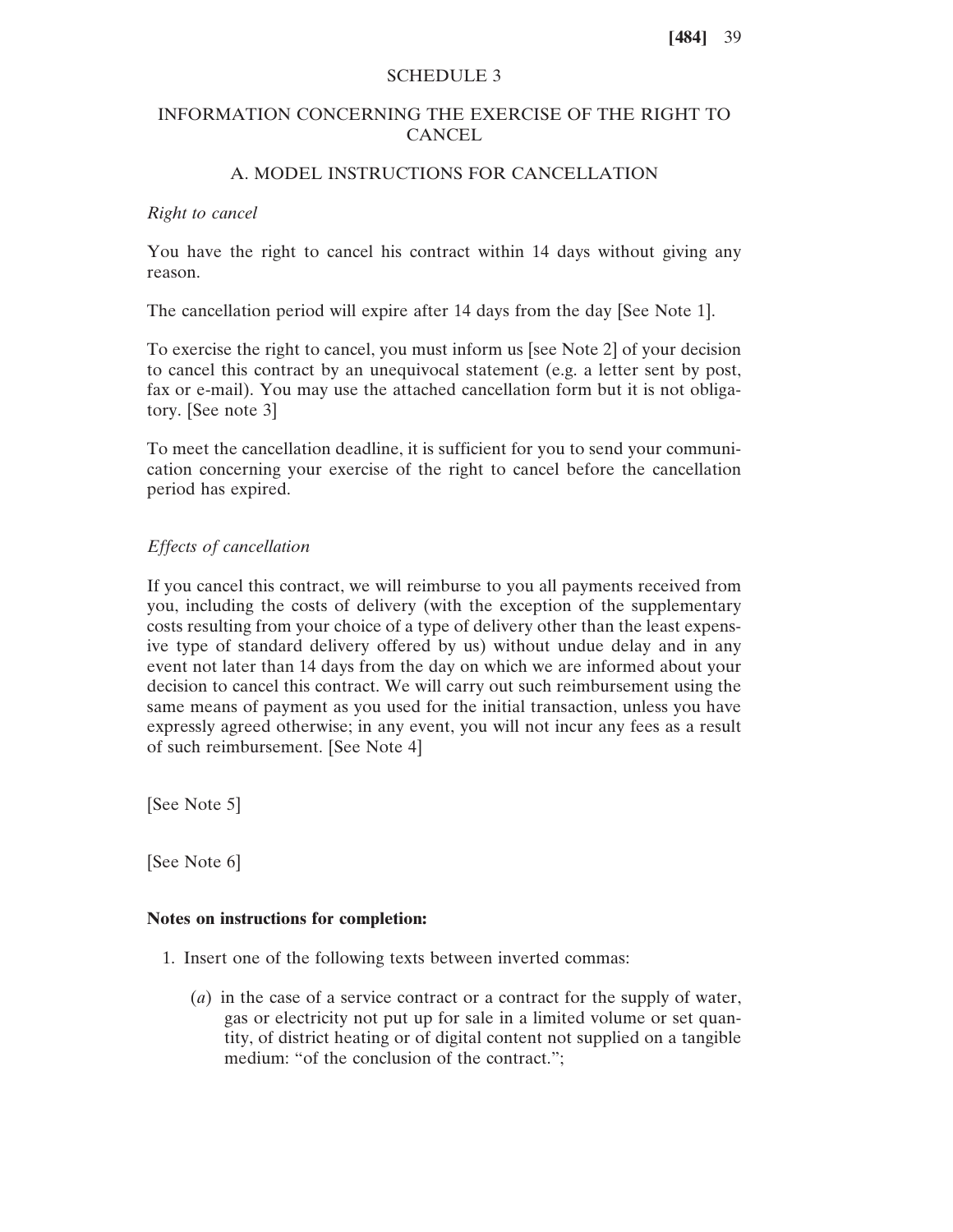SCHEDULE 3

## INFORMATION CONCERNING THE EXERCISE OF THE RIGHT TO CANCEL

### A. MODEL INSTRUCTIONS FOR CANCELLATION

*Right to cancel*

You have the right to cancel his contract within 14 days without giving any reason.

The cancellation period will expire after 14 days from the day [See Note 1].

To exercise the right to cancel, you must inform us [see Note 2] of your decision to cancel this contract by an unequivocal statement (e.g. a letter sent by post, fax or e-mail). You may use the attached cancellation form but it is not obligatory. [See note 3]

To meet the cancellation deadline, it is sufficient for you to send your communication concerning your exercise of the right to cancel before the cancellation period has expired.

*Effects of cancellation*

If you cancel this contract, we will reimburse to you all payments received from you, including the costs of delivery (with the exception of the supplementary costs resulting from your choice of a type of delivery other than the least expensive type of standard delivery offered by us) without undue delay and in any event not later than 14 days from the day on which we are informed about your decision to cancel this contract. We will carry out such reimbursement using the same means of payment as you used for the initial transaction, unless you have expressly agreed otherwise; in any event, you will not incur any fees as a result of such reimbursement. [See Note 4]

[See Note 5]

[See Note 6]

**Notes on instructions for completion:**

1. Insert one of the following texts between inverted commas:

   (*a*) in the case of a service contract or a contract for the supply of water, gas or electricity not put up for sale in a limited volume or set quantity, of district heating or of digital content not supplied on a tangible medium: "of the conclusion of the contract.";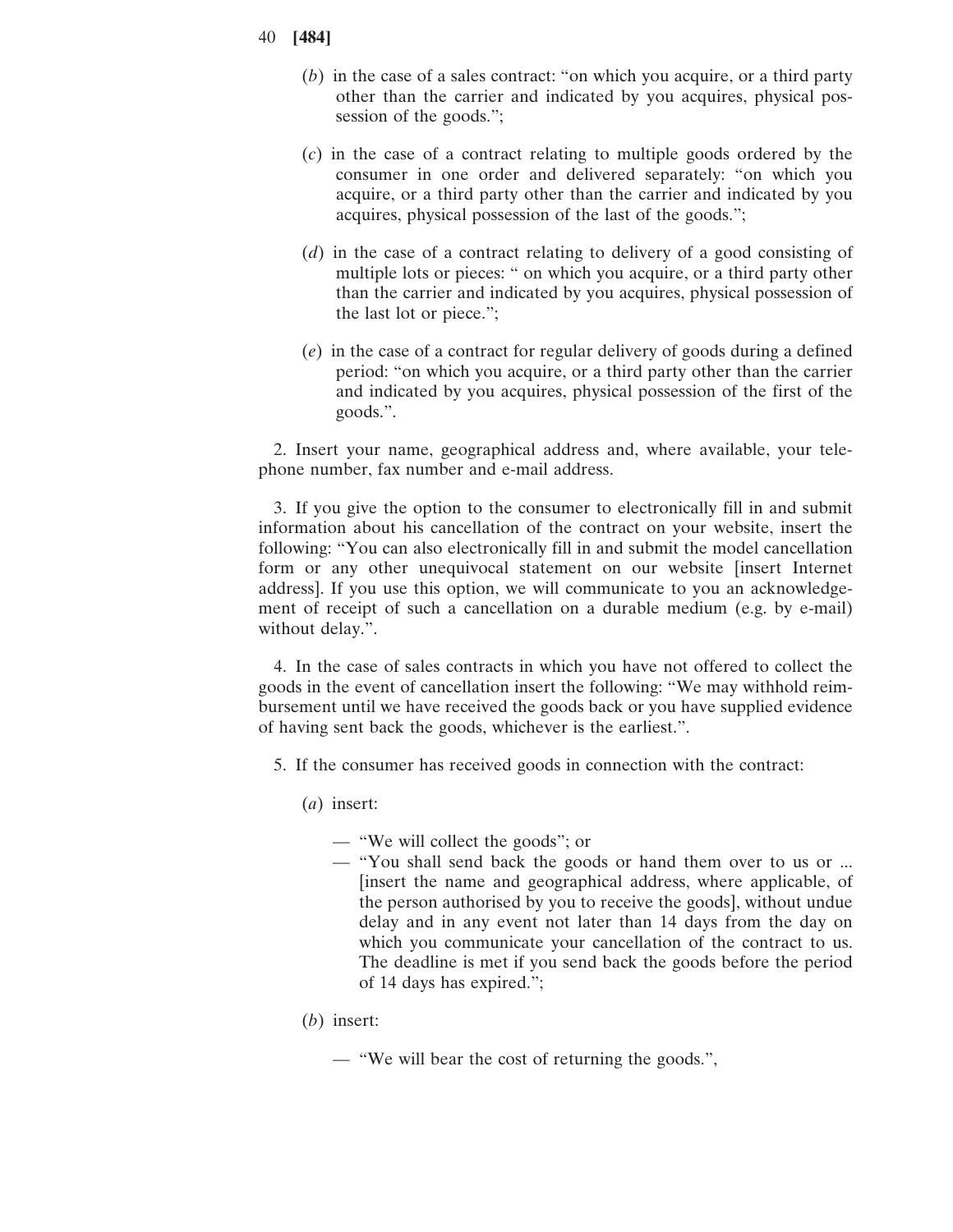(*b*) in the case of a sales contract: "on which you acquire, or a third party other than the carrier and indicated by you acquires, physical possession of the goods.";

(*c*) in the case of a contract relating to multiple goods ordered by the consumer in one order and delivered separately: "on which you acquire, or a third party other than the carrier and indicated by you acquires, physical possession of the last of the goods.";

(*d*) in the case of a contract relating to delivery of a good consisting of multiple lots or pieces: " on which you acquire, or a third party other than the carrier and indicated by you acquires, physical possession of the last lot or piece.";

(*e*) in the case of a contract for regular delivery of goods during a defined period: "on which you acquire, or a third party other than the carrier and indicated by you acquires, physical possession of the first of the goods.".

2. Insert your name, geographical address and, where available, your telephone number, fax number and e-mail address.

3. If you give the option to the consumer to electronically fill in and submit information about his cancellation of the contract on your website, insert the following: "You can also electronically fill in and submit the model cancellation form or any other unequivocal statement on our website [insert Internet address]. If you use this option, we will communicate to you an acknowledgement of receipt of such a cancellation on a durable medium (e.g. by e-mail) without delay.".

4. In the case of sales contracts in which you have not offered to collect the goods in the event of cancellation insert the following: "We may withhold reimbursement until we have received the goods back or you have supplied evidence of having sent back the goods, whichever is the earliest.".

5. If the consumer has received goods in connection with the contract:

(*a*) insert:

— "We will collect the goods"; or
— "You shall send back the goods or hand them over to us or ... [insert the name and geographical address, where applicable, of the person authorised by you to receive the goods], without undue delay and in any event not later than 14 days from the day on which you communicate your cancellation of the contract to us. The deadline is met if you send back the goods before the period of 14 days has expired.";

(*b*) insert:

— "We will bear the cost of returning the goods.",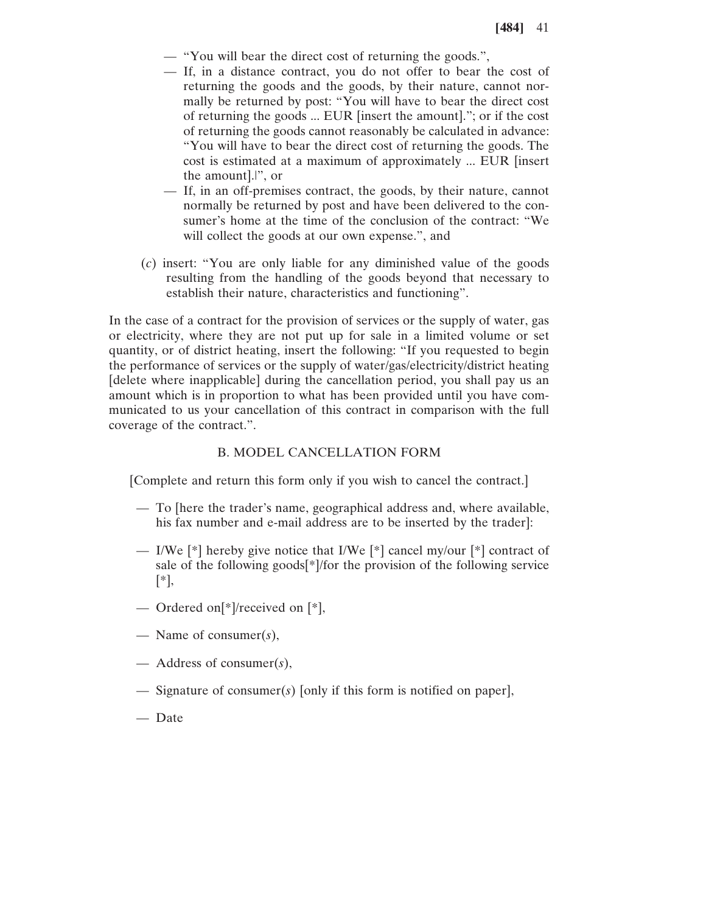— “You will bear the direct cost of returning the goods.”,

— If, in a distance contract, you do not offer to bear the cost of returning the goods and the goods, by their nature, cannot normally be returned by post: “You will have to bear the direct cost of returning the goods ... EUR [insert the amount].”; or if the cost of returning the goods cannot reasonably be calculated in advance: “You will have to bear the direct cost of returning the goods. The cost is estimated at a maximum of approximately ... EUR [insert the amount].|”, or

— If, in an off-premises contract, the goods, by their nature, cannot normally be returned by post and have been delivered to the consumer’s home at the time of the conclusion of the contract: “We will collect the goods at our own expense.”, and

(*c*) insert: “You are only liable for any diminished value of the goods resulting from the handling of the goods beyond that necessary to establish their nature, characteristics and functioning”.

In the case of a contract for the provision of services or the supply of water, gas or electricity, where they are not put up for sale in a limited volume or set quantity, or of district heating, insert the following: “If you requested to begin the performance of services or the supply of water/gas/electricity/district heating [delete where inapplicable] during the cancellation period, you shall pay us an amount which is in proportion to what has been provided until you have communicated to us your cancellation of this contract in comparison with the full coverage of the contract.”.

## B. MODEL CANCELLATION FORM

[Complete and return this form only if you wish to cancel the contract.]

— To [here the trader’s name, geographical address and, where available, his fax number and e-mail address are to be inserted by the trader]:

— I/We [*] hereby give notice that I/We [*] cancel my/our [*] contract of sale of the following goods[*]/for the provision of the following service [*],

— Ordered on[*]/received on [*],

— Name of consumer(*s*),

— Address of consumer(*s*),

— Signature of consumer(*s*) [only if this form is notified on paper],

— Date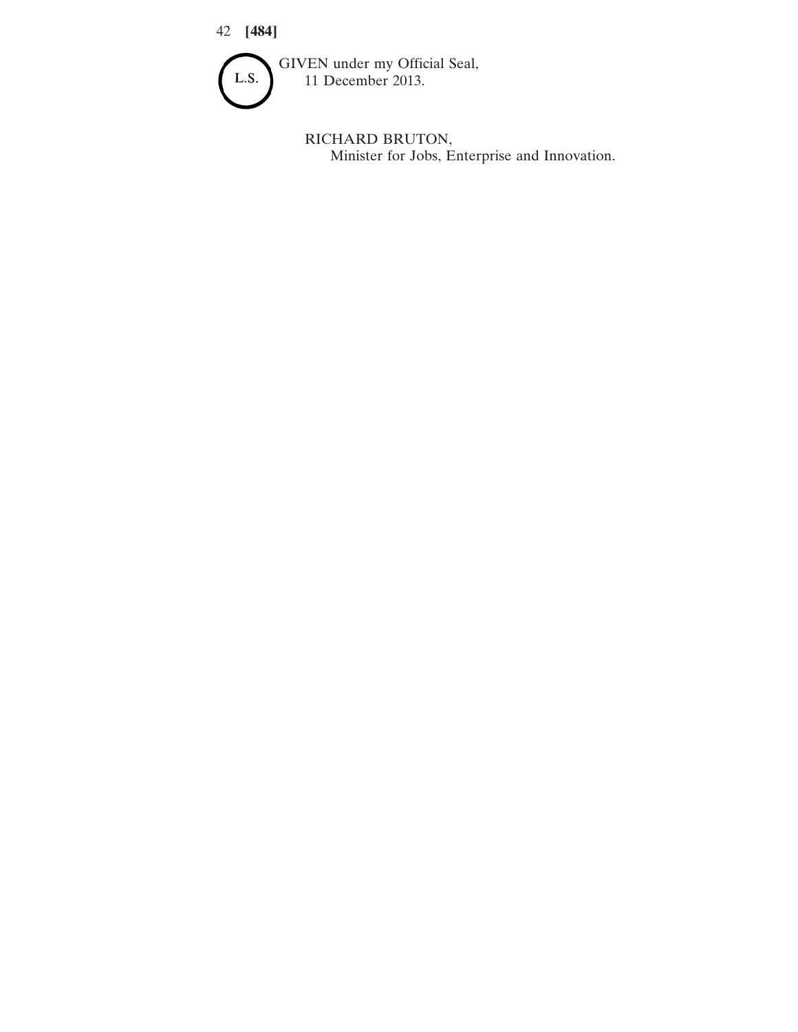L.S.

GIVEN under my Official Seal,
11 December 2013.

RICHARD BRUTON,
Minister for Jobs, Enterprise and Innovation.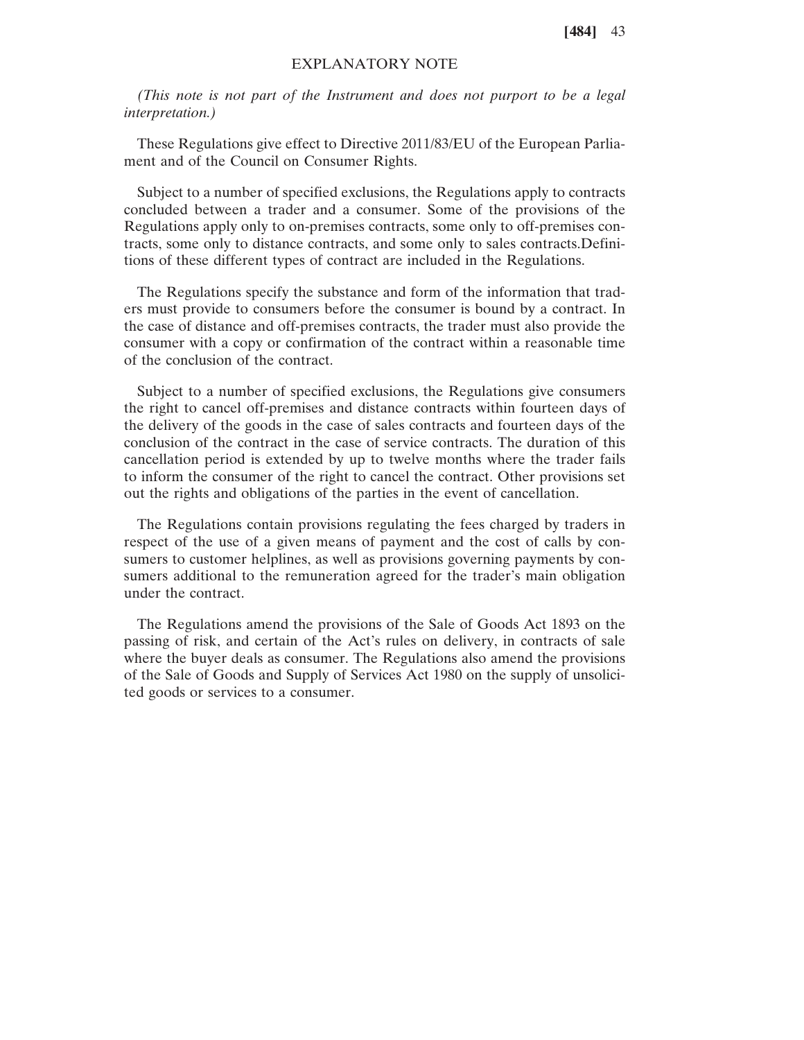## EXPLANATORY NOTE

*(This note is not part of the Instrument and does not purport to be a legal interpretation.)*

These Regulations give effect to Directive 2011/83/EU of the European Parliament and of the Council on Consumer Rights.

Subject to a number of specified exclusions, the Regulations apply to contracts concluded between a trader and a consumer. Some of the provisions of the Regulations apply only to on-premises contracts, some only to off-premises contracts, some only to distance contracts, and some only to sales contracts.Definitions of these different types of contract are included in the Regulations.

The Regulations specify the substance and form of the information that traders must provide to consumers before the consumer is bound by a contract. In the case of distance and off-premises contracts, the trader must also provide the consumer with a copy or confirmation of the contract within a reasonable time of the conclusion of the contract.

Subject to a number of specified exclusions, the Regulations give consumers the right to cancel off-premises and distance contracts within fourteen days of the delivery of the goods in the case of sales contracts and fourteen days of the conclusion of the contract in the case of service contracts. The duration of this cancellation period is extended by up to twelve months where the trader fails to inform the consumer of the right to cancel the contract. Other provisions set out the rights and obligations of the parties in the event of cancellation.

The Regulations contain provisions regulating the fees charged by traders in respect of the use of a given means of payment and the cost of calls by consumers to customer helplines, as well as provisions governing payments by consumers additional to the remuneration agreed for the trader's main obligation under the contract.

The Regulations amend the provisions of the Sale of Goods Act 1893 on the passing of risk, and certain of the Act's rules on delivery, in contracts of sale where the buyer deals as consumer. The Regulations also amend the provisions of the Sale of Goods and Supply of Services Act 1980 on the supply of unsolicited goods or services to a consumer.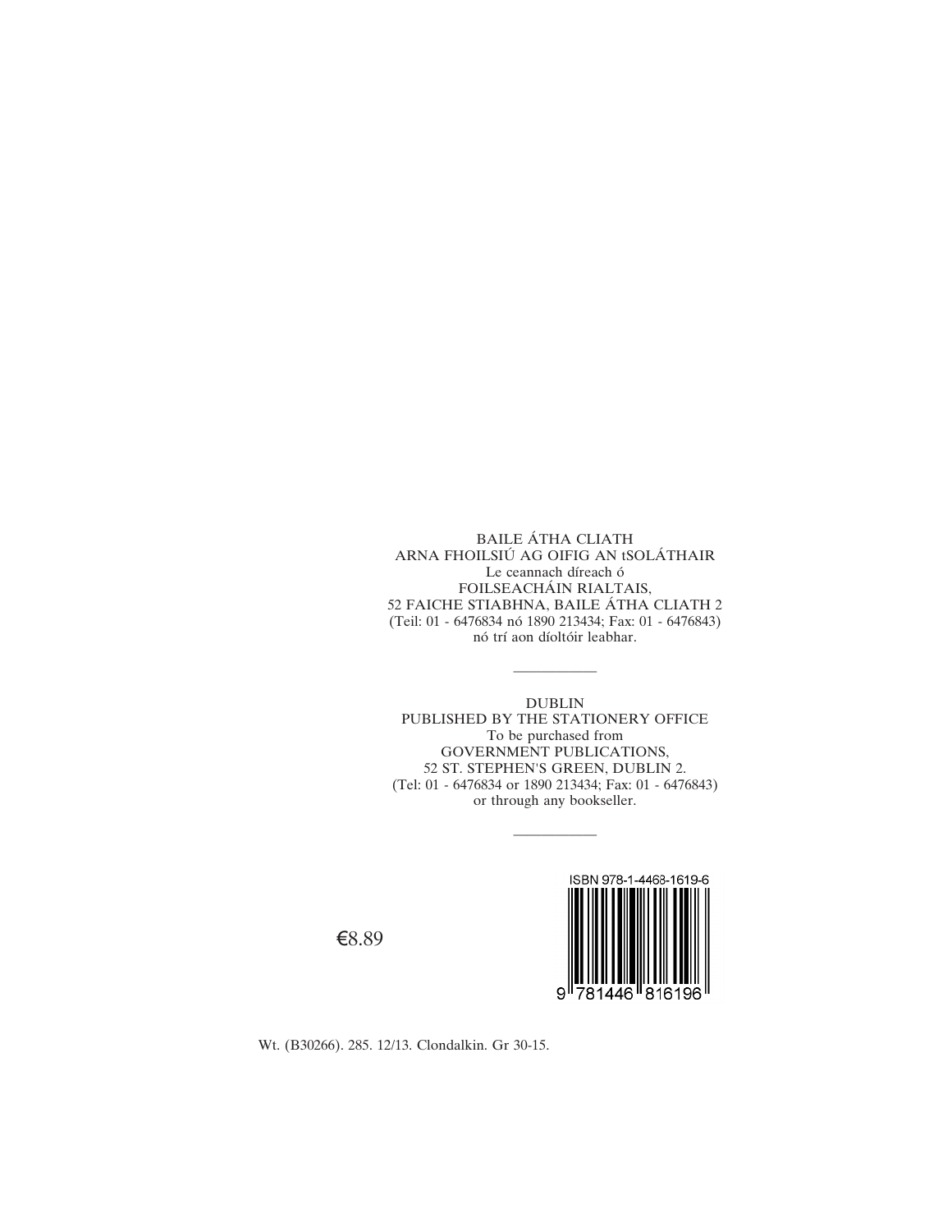BAILE ÁTHA CLIATH
ARNA FHOILSIÚ AG OIFIG AN tSOLÁTHAIR
Le ceannach díreach ó
FOILSEACHÁIN RIALTAIS,
52 FAICHE STIABHNA, BAILE ÁTHA CLIATH 2
(Teil: 01 - 6476834 nó 1890 213434; Fax: 01 - 6476843)
nó trí aon díoltóir leabhar.

---

DUBLIN
PUBLISHED BY THE STATIONERY OFFICE
To be purchased from
GOVERNMENT PUBLICATIONS,
52 ST. STEPHEN'S GREEN, DUBLIN 2.
(Tel: 01 - 6476834 or 1890 213434; Fax: 01 - 6476843)
or through any bookseller.

---

ISBN 978-1-4468-1619-6

€8.89

9 781446 816196

Wt. (B30266). 285. 12/13. Clondalkin. Gr 30-15.